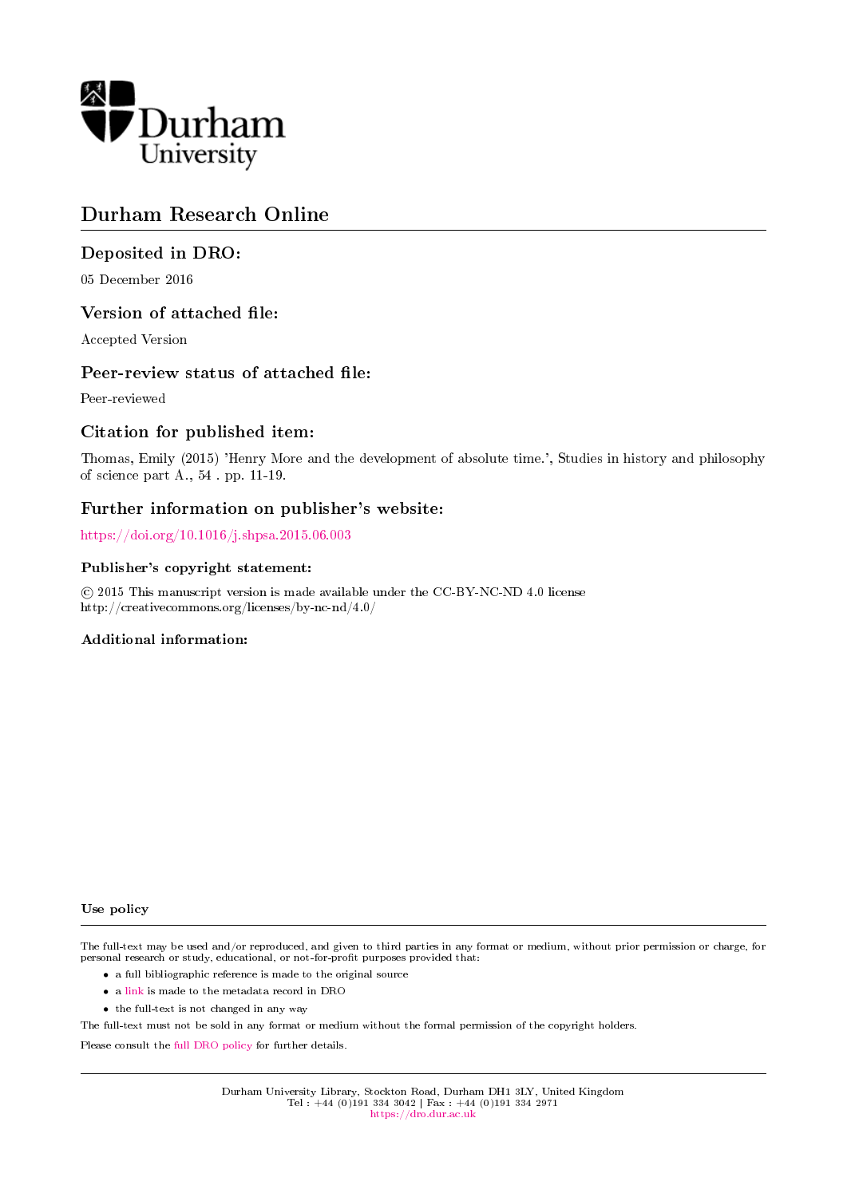Durham University

# Durham Research Online

## Deposited in DRO:

05 December 2016

## Version of attached file:

Accepted Version

## Peer-review status of attached file:

Peer-reviewed

## Citation for published item:

Thomas, Emily (2015) 'Henry More and the development of absolute time.', Studies in history and philosophy of science part A., 54 . pp. 11-19.

## Further information on publisher's website:

https://doi.org/10.1016/j.shpsa.2015.06.003

### Publisher's copyright statement:

© 2015 This manuscript version is made available under the CC-BY-NC-ND 4.0 license http://creativecommons.org/licenses/by-nc-nd/4.0/

### Additional information:

### Use policy

The full-text may be used and/or reproduced, and given to third parties in any format or medium, without prior permission or charge, for personal research or study, educational, or not-for-profit purposes provided that:

- a full bibliographic reference is made to the original source
- a link is made to the metadata record in DRO
- the full-text is not changed in any way

The full-text must not be sold in any format or medium without the formal permission of the copyright holders.

Please consult the full DRO policy for further details.

Durham University Library, Stockton Road, Durham DH1 3LY, United Kingdom
Tel : +44 (0)191 334 3042 | Fax : +44 (0)191 334 2971
https://dro.dur.ac.uk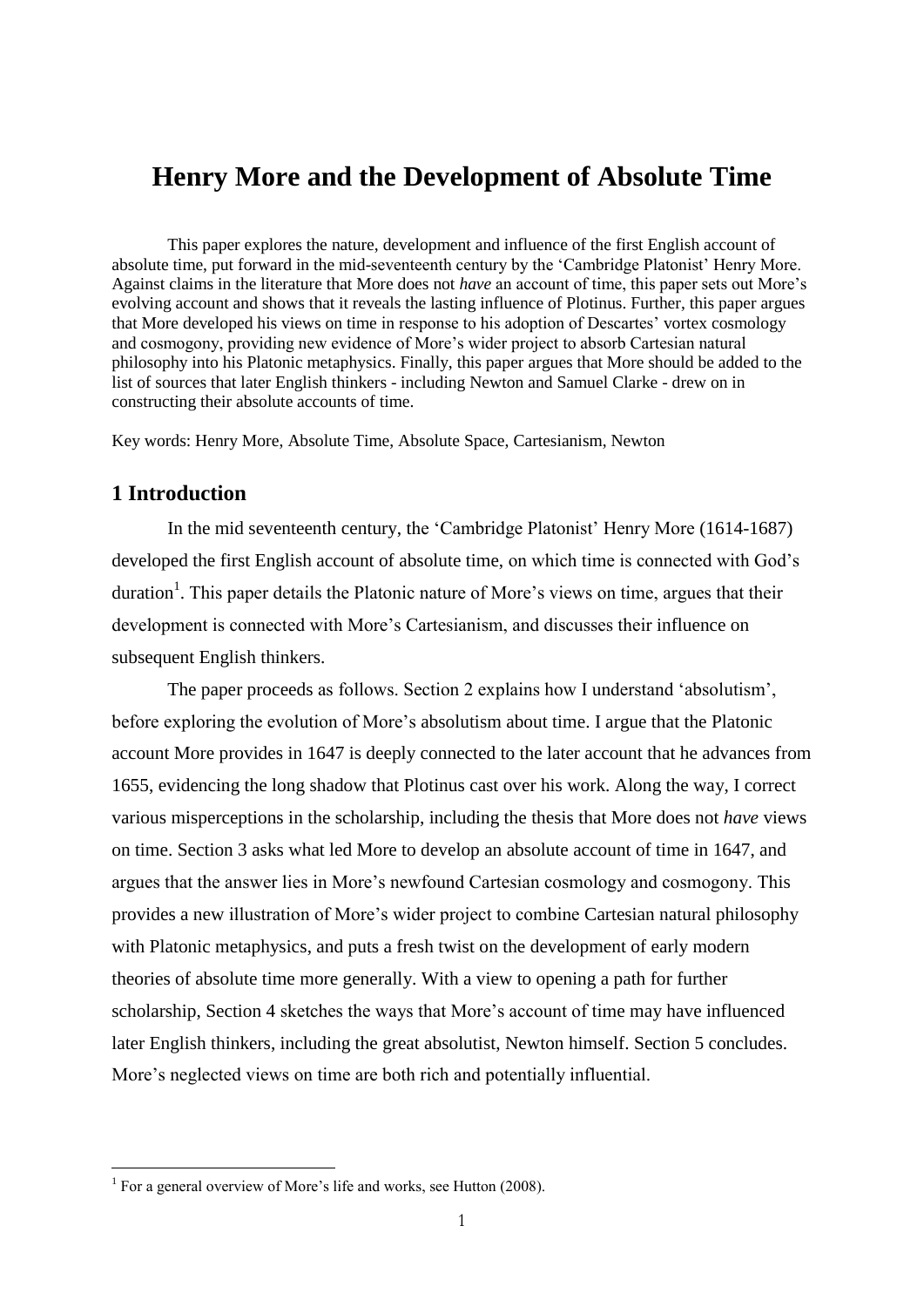# Henry More and the Development of Absolute Time

This paper explores the nature, development and influence of the first English account of absolute time, put forward in the mid-seventeenth century by the 'Cambridge Platonist' Henry More. Against claims in the literature that More does not *have* an account of time, this paper sets out More's evolving account and shows that it reveals the lasting influence of Plotinus. Further, this paper argues that More developed his views on time in response to his adoption of Descartes' vortex cosmology and cosmogony, providing new evidence of More's wider project to absorb Cartesian natural philosophy into his Platonic metaphysics. Finally, this paper argues that More should be added to the list of sources that later English thinkers - including Newton and Samuel Clarke - drew on in constructing their absolute accounts of time.

Key words: Henry More, Absolute Time, Absolute Space, Cartesianism, Newton

## 1 Introduction

In the mid seventeenth century, the 'Cambridge Platonist' Henry More (1614-1687) developed the first English account of absolute time, on which time is connected with God's duration[1]. This paper details the Platonic nature of More's views on time, argues that their development is connected with More's Cartesianism, and discusses their influence on subsequent English thinkers.

The paper proceeds as follows. Section 2 explains how I understand 'absolutism', before exploring the evolution of More's absolutism about time. I argue that the Platonic account More provides in 1647 is deeply connected to the later account that he advances from 1655, evidencing the long shadow that Plotinus cast over his work. Along the way, I correct various misperceptions in the scholarship, including the thesis that More does not *have* views on time. Section 3 asks what led More to develop an absolute account of time in 1647, and argues that the answer lies in More's newfound Cartesian cosmology and cosmogony. This provides a new illustration of More's wider project to combine Cartesian natural philosophy with Platonic metaphysics, and puts a fresh twist on the development of early modern theories of absolute time more generally. With a view to opening a path for further scholarship, Section 4 sketches the ways that More's account of time may have influenced later English thinkers, including the great absolutist, Newton himself. Section 5 concludes. More's neglected views on time are both rich and potentially influential.

[1] For a general overview of More's life and works, see Hutton (2008).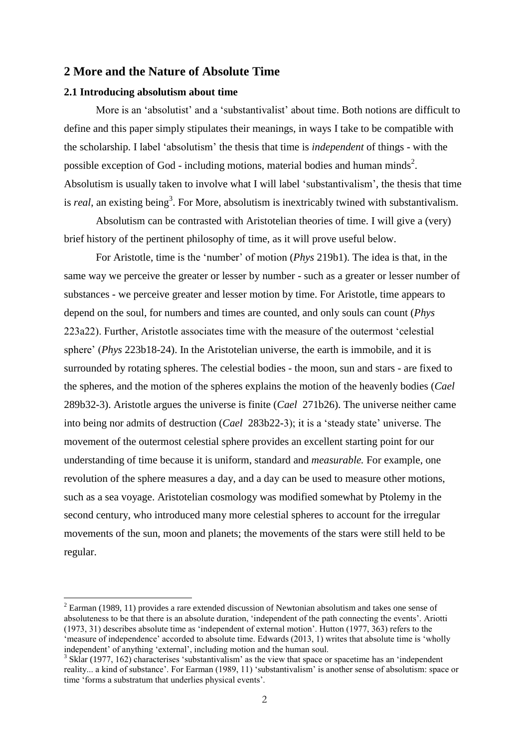## 2 More and the Nature of Absolute Time

### 2.1 Introducing absolutism about time

More is an 'absolutist' and a 'substantivalist' about time. Both notions are difficult to define and this paper simply stipulates their meanings, in ways I take to be compatible with the scholarship. I label 'absolutism' the thesis that time is *independent* of things - with the possible exception of God - including motions, material bodies and human minds[2]. Absolutism is usually taken to involve what I will label 'substantivalism', the thesis that time is *real*, an existing being[3]. For More, absolutism is inextricably twined with substantivalism.

Absolutism can be contrasted with Aristotelian theories of time. I will give a (very) brief history of the pertinent philosophy of time, as it will prove useful below.

For Aristotle, time is the 'number' of motion (*Phys* 219b1). The idea is that, in the same way we perceive the greater or lesser by number - such as a greater or lesser number of substances - we perceive greater and lesser motion by time. For Aristotle, time appears to depend on the soul, for numbers and times are counted, and only souls can count (*Phys* 223a22). Further, Aristotle associates time with the measure of the outermost 'celestial sphere' (*Phys* 223b18-24). In the Aristotelian universe, the earth is immobile, and it is surrounded by rotating spheres. The celestial bodies - the moon, sun and stars - are fixed to the spheres, and the motion of the spheres explains the motion of the heavenly bodies (*Cael* 289b32-3). Aristotle argues the universe is finite (*Cael* 271b26). The universe neither came into being nor admits of destruction (*Cael* 283b22-3); it is a 'steady state' universe. The movement of the outermost celestial sphere provides an excellent starting point for our understanding of time because it is uniform, standard and *measurable.* For example, one revolution of the sphere measures a day, and a day can be used to measure other motions, such as a sea voyage. Aristotelian cosmology was modified somewhat by Ptolemy in the second century, who introduced many more celestial spheres to account for the irregular movements of the sun, moon and planets; the movements of the stars were still held to be regular.

---

[2] Earman (1989, 11) provides a rare extended discussion of Newtonian absolutism and takes one sense of absoluteness to be that there is an absolute duration, 'independent of the path connecting the events'. Ariotti (1973, 31) describes absolute time as 'independent of external motion'. Hutton (1977, 363) refers to the 'measure of independence' accorded to absolute time. Edwards (2013, 1) writes that absolute time is 'wholly independent' of anything 'external', including motion and the human soul.

[3] Sklar (1977, 162) characterises 'substantivalism' as the view that space or spacetime has an 'independent reality... a kind of substance'. For Earman (1989, 11) 'substantivalism' is another sense of absolutism: space or time 'forms a substratum that underlies physical events'.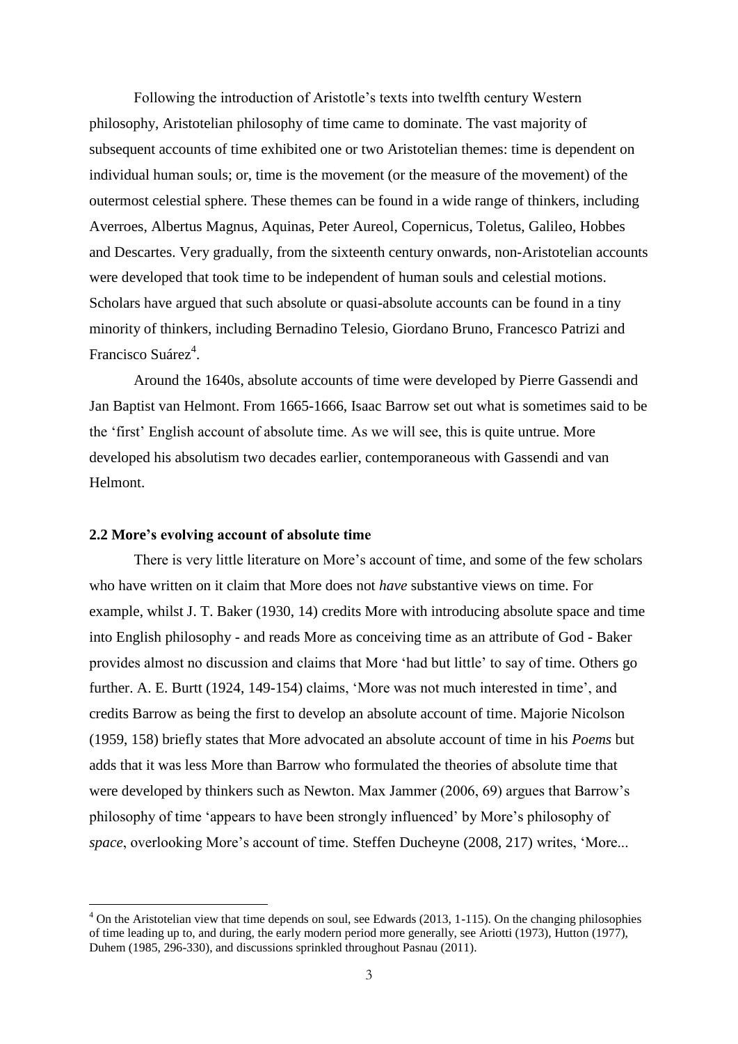Following the introduction of Aristotle's texts into twelfth century Western philosophy, Aristotelian philosophy of time came to dominate. The vast majority of subsequent accounts of time exhibited one or two Aristotelian themes: time is dependent on individual human souls; or, time is the movement (or the measure of the movement) of the outermost celestial sphere. These themes can be found in a wide range of thinkers, including Averroes, Albertus Magnus, Aquinas, Peter Aureol, Copernicus, Toletus, Galileo, Hobbes and Descartes. Very gradually, from the sixteenth century onwards, non-Aristotelian accounts were developed that took time to be independent of human souls and celestial motions. Scholars have argued that such absolute or quasi-absolute accounts can be found in a tiny minority of thinkers, including Bernadino Telesio, Giordano Bruno, Francesco Patrizi and Francisco Suárez[4].

Around the 1640s, absolute accounts of time were developed by Pierre Gassendi and Jan Baptist van Helmont. From 1665-1666, Isaac Barrow set out what is sometimes said to be the 'first' English account of absolute time. As we will see, this is quite untrue. More developed his absolutism two decades earlier, contemporaneous with Gassendi and van Helmont.

### 2.2 More's evolving account of absolute time

There is very little literature on More's account of time, and some of the few scholars who have written on it claim that More does not *have* substantive views on time. For example, whilst J. T. Baker (1930, 14) credits More with introducing absolute space and time into English philosophy - and reads More as conceiving time as an attribute of God - Baker provides almost no discussion and claims that More 'had but little' to say of time. Others go further. A. E. Burtt (1924, 149-154) claims, 'More was not much interested in time', and credits Barrow as being the first to develop an absolute account of time. Majorie Nicolson (1959, 158) briefly states that More advocated an absolute account of time in his *Poems* but adds that it was less More than Barrow who formulated the theories of absolute time that were developed by thinkers such as Newton. Max Jammer (2006, 69) argues that Barrow's philosophy of time 'appears to have been strongly influenced' by More's philosophy of *space*, overlooking More's account of time. Steffen Ducheyne (2008, 217) writes, 'More...

[4] On the Aristotelian view that time depends on soul, see Edwards (2013, 1-115). On the changing philosophies of time leading up to, and during, the early modern period more generally, see Ariotti (1973), Hutton (1977), Duhem (1985, 296-330), and discussions sprinkled throughout Pasnau (2011).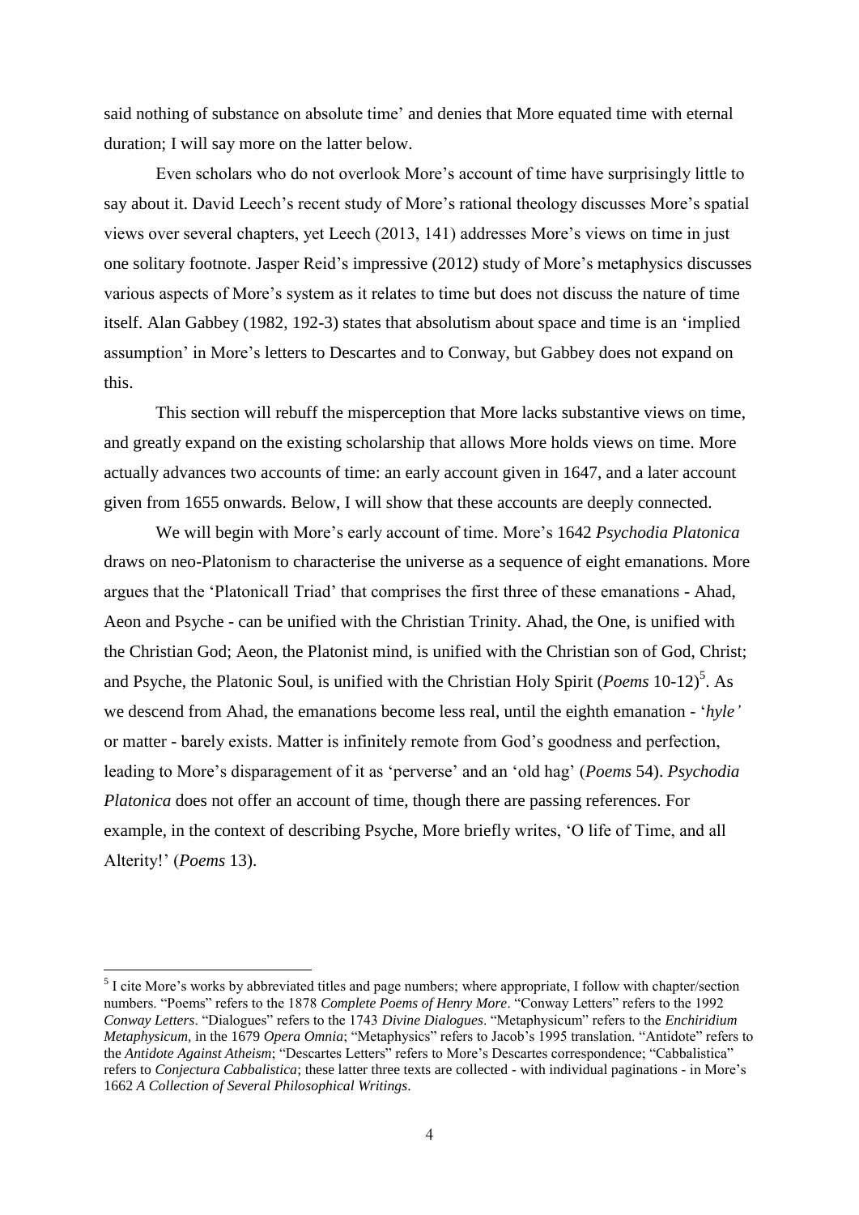said nothing of substance on absolute time' and denies that More equated time with eternal duration; I will say more on the latter below.

Even scholars who do not overlook More's account of time have surprisingly little to say about it. David Leech's recent study of More's rational theology discusses More's spatial views over several chapters, yet Leech (2013, 141) addresses More's views on time in just one solitary footnote. Jasper Reid's impressive (2012) study of More's metaphysics discusses various aspects of More's system as it relates to time but does not discuss the nature of time itself. Alan Gabbey (1982, 192-3) states that absolutism about space and time is an 'implied assumption' in More's letters to Descartes and to Conway, but Gabbey does not expand on this.

This section will rebuff the misperception that More lacks substantive views on time, and greatly expand on the existing scholarship that allows More holds views on time. More actually advances two accounts of time: an early account given in 1647, and a later account given from 1655 onwards. Below, I will show that these accounts are deeply connected.

We will begin with More's early account of time. More's 1642 *Psychodia Platonica* draws on neo-Platonism to characterise the universe as a sequence of eight emanations. More argues that the 'Platonicall Triad' that comprises the first three of these emanations - Ahad, Aeon and Psyche - can be unified with the Christian Trinity. Ahad, the One, is unified with the Christian God; Aeon, the Platonist mind, is unified with the Christian son of God, Christ; and Psyche, the Platonic Soul, is unified with the Christian Holy Spirit (*Poems* 10-12)[5]. As we descend from Ahad, the emanations become less real, until the eighth emanation - '*hyle'* or matter - barely exists. Matter is infinitely remote from God's goodness and perfection, leading to More's disparagement of it as 'perverse' and an 'old hag' (*Poems* 54). *Psychodia Platonica* does not offer an account of time, though there are passing references. For example, in the context of describing Psyche, More briefly writes, 'O life of Time, and all Alterity!' (*Poems* 13).

---

[5] I cite More's works by abbreviated titles and page numbers; where appropriate, I follow with chapter/section numbers. "Poems" refers to the 1878 *Complete Poems of Henry More*. "Conway Letters" refers to the 1992 *Conway Letters*. "Dialogues" refers to the 1743 *Divine Dialogues*. "Metaphysicum" refers to the *Enchiridium Metaphysicum*, in the 1679 *Opera Omnia*; "Metaphysics" refers to Jacob's 1995 translation. "Antidote" refers to the *Antidote Against Atheism*; "Descartes Letters" refers to More's Descartes correspondence; "Cabbalistica" refers to *Conjectura Cabbalistica*; these latter three texts are collected - with individual paginations - in More's 1662 *A Collection of Several Philosophical Writings*.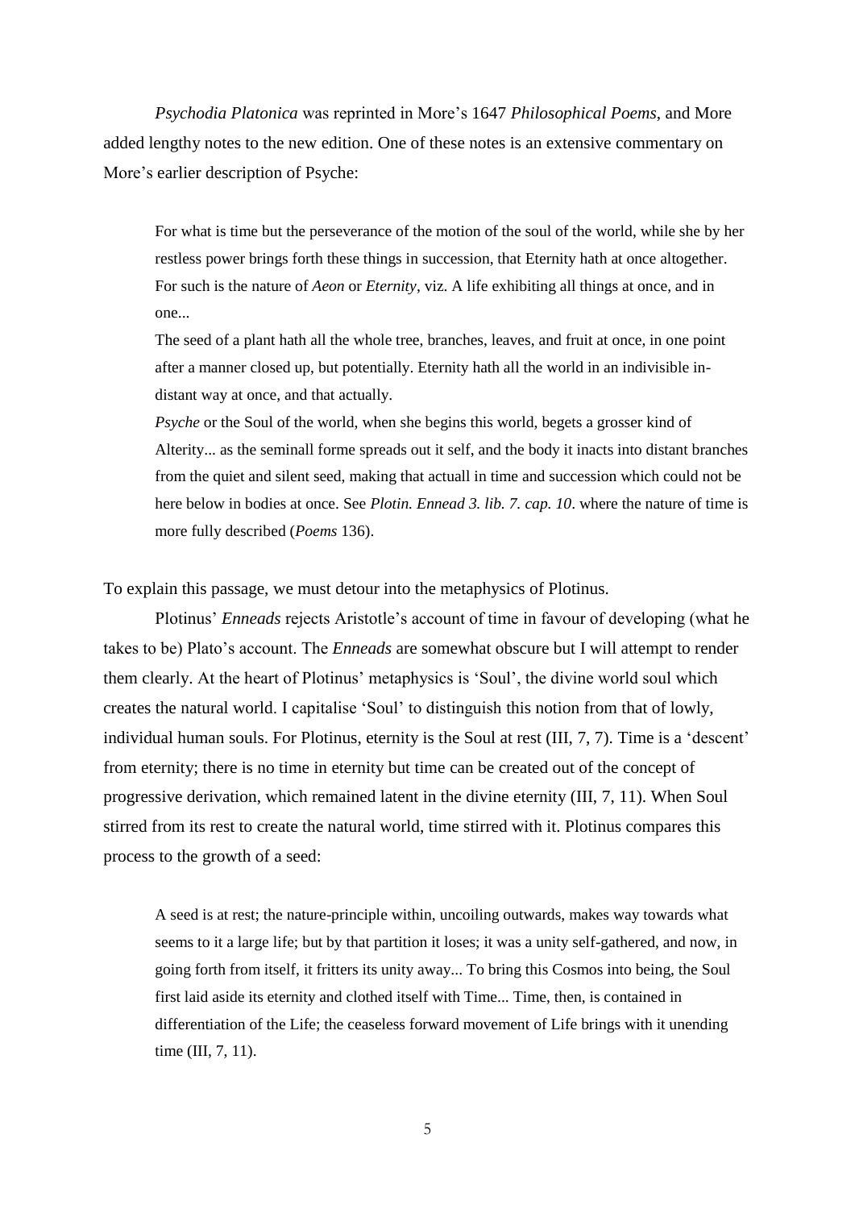*Psychodia Platonica* was reprinted in More's 1647 *Philosophical Poems*, and More added lengthy notes to the new edition. One of these notes is an extensive commentary on More's earlier description of Psyche:

> For what is time but the perseverance of the motion of the soul of the world, while she by her restless power brings forth these things in succession, that Eternity hath at once altogether. For such is the nature of *Aeon* or *Eternity*, viz. A life exhibiting all things at once, and in one...
>
> The seed of a plant hath all the whole tree, branches, leaves, and fruit at once, in one point after a manner closed up, but potentially. Eternity hath all the world in an indivisible in-distant way at once, and that actually.
>
> *Psyche* or the Soul of the world, when she begins this world, begets a grosser kind of Alterity... as the seminall forme spreads out it self, and the body it inacts into distant branches from the quiet and silent seed, making that actuall in time and succession which could not be here below in bodies at once. See *Plotin. Ennead 3. lib. 7. cap. 10*. where the nature of time is more fully described (*Poems* 136).

To explain this passage, we must detour into the metaphysics of Plotinus.

Plotinus' *Enneads* rejects Aristotle's account of time in favour of developing (what he takes to be) Plato's account. The *Enneads* are somewhat obscure but I will attempt to render them clearly. At the heart of Plotinus' metaphysics is 'Soul', the divine world soul which creates the natural world. I capitalise 'Soul' to distinguish this notion from that of lowly, individual human souls. For Plotinus, eternity is the Soul at rest (III, 7, 7). Time is a 'descent' from eternity; there is no time in eternity but time can be created out of the concept of progressive derivation, which remained latent in the divine eternity (III, 7, 11). When Soul stirred from its rest to create the natural world, time stirred with it. Plotinus compares this process to the growth of a seed:

> A seed is at rest; the nature-principle within, uncoiling outwards, makes way towards what seems to it a large life; but by that partition it loses; it was a unity self-gathered, and now, in going forth from itself, it fritters its unity away... To bring this Cosmos into being, the Soul first laid aside its eternity and clothed itself with Time... Time, then, is contained in differentiation of the Life; the ceaseless forward movement of Life brings with it unending time (III, 7, 11).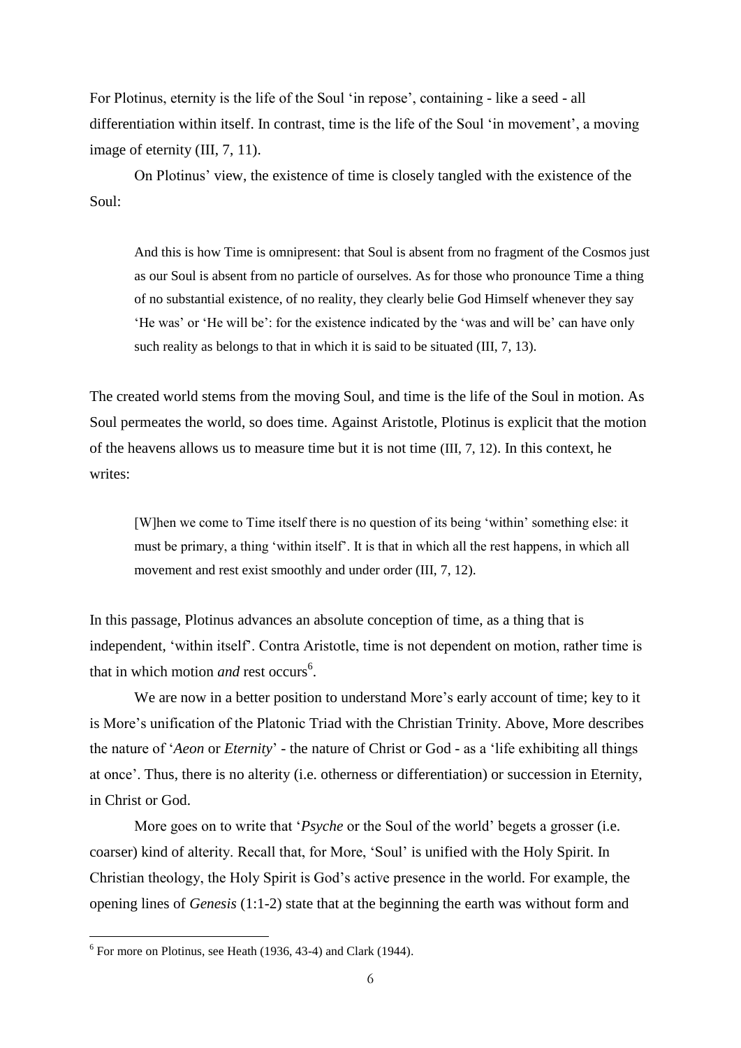For Plotinus, eternity is the life of the Soul 'in repose', containing - like a seed - all differentiation within itself. In contrast, time is the life of the Soul 'in movement', a moving image of eternity (III, 7, 11).

On Plotinus' view, the existence of time is closely tangled with the existence of the Soul:

> And this is how Time is omnipresent: that Soul is absent from no fragment of the Cosmos just as our Soul is absent from no particle of ourselves. As for those who pronounce Time a thing of no substantial existence, of no reality, they clearly belie God Himself whenever they say 'He was' or 'He will be': for the existence indicated by the 'was and will be' can have only such reality as belongs to that in which it is said to be situated (III, 7, 13).

The created world stems from the moving Soul, and time is the life of the Soul in motion. As Soul permeates the world, so does time. Against Aristotle, Plotinus is explicit that the motion of the heavens allows us to measure time but it is not time (III, 7, 12). In this context, he writes:

> [W]hen we come to Time itself there is no question of its being 'within' something else: it must be primary, a thing 'within itself'. It is that in which all the rest happens, in which all movement and rest exist smoothly and under order (III, 7, 12).

In this passage, Plotinus advances an absolute conception of time, as a thing that is independent, 'within itself'. Contra Aristotle, time is not dependent on motion, rather time is that in which motion *and* rest occurs[6].

We are now in a better position to understand More's early account of time; key to it is More's unification of the Platonic Triad with the Christian Trinity. Above, More describes the nature of '*Aeon* or *Eternity*' - the nature of Christ or God - as a 'life exhibiting all things at once'. Thus, there is no alterity (i.e. otherness or differentiation) or succession in Eternity, in Christ or God.

More goes on to write that '*Psyche* or the Soul of the world' begets a grosser (i.e. coarser) kind of alterity. Recall that, for More, 'Soul' is unified with the Holy Spirit. In Christian theology, the Holy Spirit is God's active presence in the world. For example, the opening lines of *Genesis* (1:1-2) state that at the beginning the earth was without form and

[6] For more on Plotinus, see Heath (1936, 43-4) and Clark (1944).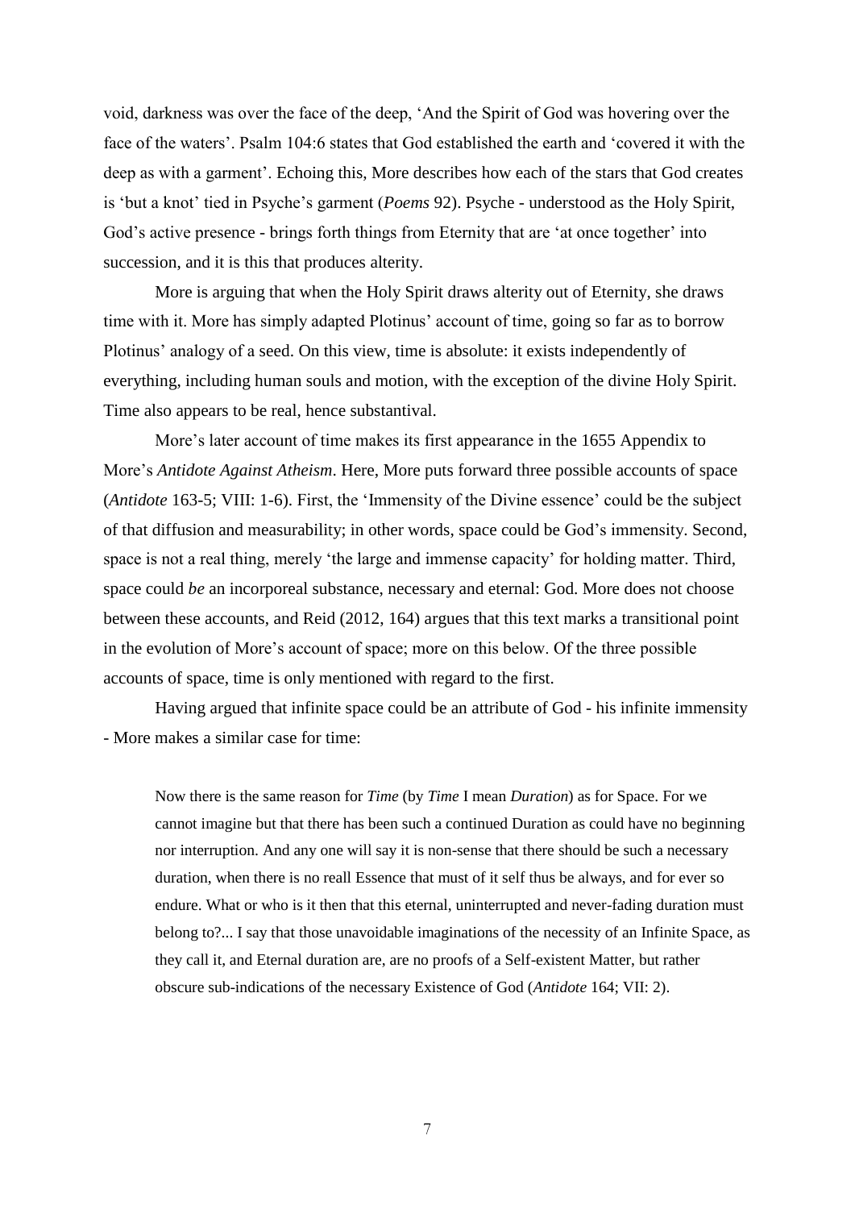void, darkness was over the face of the deep, 'And the Spirit of God was hovering over the face of the waters'. Psalm 104:6 states that God established the earth and 'covered it with the deep as with a garment'. Echoing this, More describes how each of the stars that God creates is 'but a knot' tied in Psyche's garment (*Poems* 92). Psyche - understood as the Holy Spirit, God's active presence - brings forth things from Eternity that are 'at once together' into succession, and it is this that produces alterity.

More is arguing that when the Holy Spirit draws alterity out of Eternity, she draws time with it. More has simply adapted Plotinus' account of time, going so far as to borrow Plotinus' analogy of a seed. On this view, time is absolute: it exists independently of everything, including human souls and motion, with the exception of the divine Holy Spirit. Time also appears to be real, hence substantival.

More's later account of time makes its first appearance in the 1655 Appendix to More's *Antidote Against Atheism*. Here, More puts forward three possible accounts of space (*Antidote* 163-5; VIII: 1-6). First, the 'Immensity of the Divine essence' could be the subject of that diffusion and measurability; in other words, space could be God's immensity. Second, space is not a real thing, merely 'the large and immense capacity' for holding matter. Third, space could *be* an incorporeal substance, necessary and eternal: God. More does not choose between these accounts, and Reid (2012, 164) argues that this text marks a transitional point in the evolution of More's account of space; more on this below. Of the three possible accounts of space, time is only mentioned with regard to the first.

Having argued that infinite space could be an attribute of God - his infinite immensity - More makes a similar case for time:

> Now there is the same reason for *Time* (by *Time* I mean *Duration*) as for Space. For we cannot imagine but that there has been such a continued Duration as could have no beginning nor interruption. And any one will say it is non-sense that there should be such a necessary duration, when there is no reall Essence that must of it self thus be always, and for ever so endure. What or who is it then that this eternal, uninterrupted and never-fading duration must belong to?... I say that those unavoidable imaginations of the necessity of an Infinite Space, as they call it, and Eternal duration are, are no proofs of a Self-existent Matter, but rather obscure sub-indications of the necessary Existence of God (*Antidote* 164; VII: 2).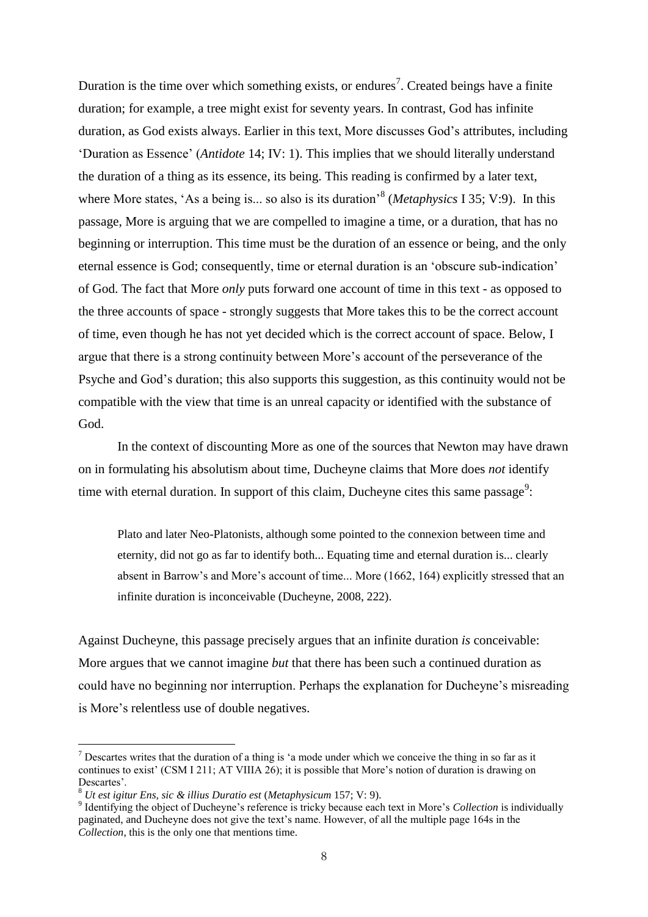Duration is the time over which something exists, or endures[7]. Created beings have a finite duration; for example, a tree might exist for seventy years. In contrast, God has infinite duration, as God exists always. Earlier in this text, More discusses God's attributes, including 'Duration as Essence' (*Antidote* 14; IV: 1). This implies that we should literally understand the duration of a thing as its essence, its being. This reading is confirmed by a later text, where More states, 'As a being is... so also is its duration'[8] (*Metaphysics* I 35; V:9). In this passage, More is arguing that we are compelled to imagine a time, or a duration, that has no beginning or interruption. This time must be the duration of an essence or being, and the only eternal essence is God; consequently, time or eternal duration is an 'obscure sub-indication' of God. The fact that More *only* puts forward one account of time in this text - as opposed to the three accounts of space - strongly suggests that More takes this to be the correct account of time, even though he has not yet decided which is the correct account of space. Below, I argue that there is a strong continuity between More's account of the perseverance of the Psyche and God's duration; this also supports this suggestion, as this continuity would not be compatible with the view that time is an unreal capacity or identified with the substance of God.

In the context of discounting More as one of the sources that Newton may have drawn on in formulating his absolutism about time, Ducheyne claims that More does *not* identify time with eternal duration. In support of this claim, Ducheyne cites this same passage[9]:

> Plato and later Neo-Platonists, although some pointed to the connexion between time and eternity, did not go as far to identify both... Equating time and eternal duration is... clearly absent in Barrow's and More's account of time... More (1662, 164) explicitly stressed that an infinite duration is inconceivable (Ducheyne, 2008, 222).

Against Ducheyne, this passage precisely argues that an infinite duration *is* conceivable: More argues that we cannot imagine *but* that there has been such a continued duration as could have no beginning nor interruption. Perhaps the explanation for Ducheyne's misreading is More's relentless use of double negatives.

---

[7] Descartes writes that the duration of a thing is 'a mode under which we conceive the thing in so far as it continues to exist' (CSM I 211; AT VIIIA 26); it is possible that More's notion of duration is drawing on Descartes'.

[8] *Ut est igitur Ens, sic & illius Duratio est* (*Metaphysicum* 157; V: 9).

[9] Identifying the object of Ducheyne's reference is tricky because each text in More's *Collection* is individually paginated, and Ducheyne does not give the text's name. However, of all the multiple page 164s in the *Collection*, this is the only one that mentions time.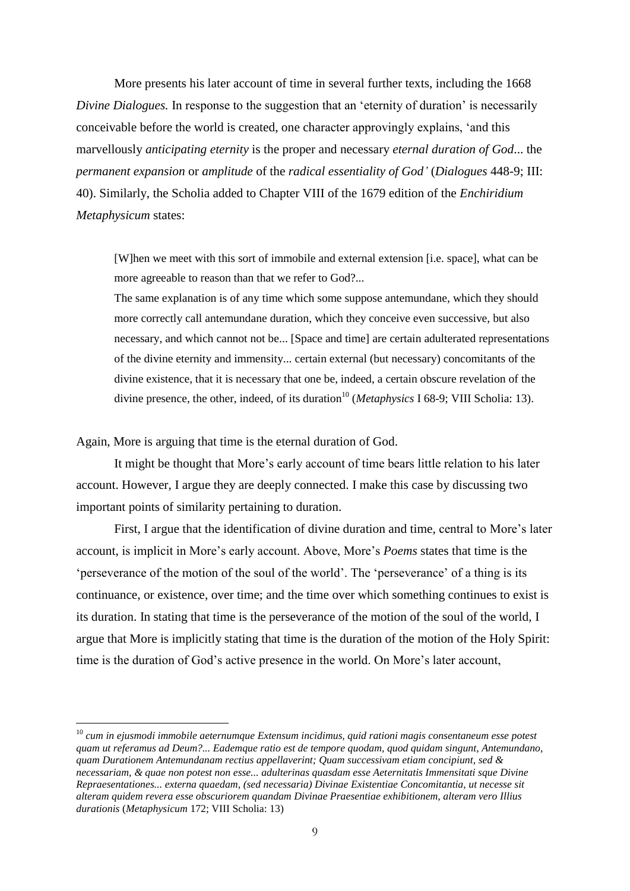More presents his later account of time in several further texts, including the 1668 *Divine Dialogues.* In response to the suggestion that an 'eternity of duration' is necessarily conceivable before the world is created, one character approvingly explains, 'and this marvellously *anticipating eternity* is the proper and necessary *eternal duration of God*... the *permanent expansion* or *amplitude* of the *radical essentiality of God'* (*Dialogues* 448-9; III: 40). Similarly, the Scholia added to Chapter VIII of the 1679 edition of the *Enchiridium Metaphysicum* states:

> [W]hen we meet with this sort of immobile and external extension [i.e. space], what can be more agreeable to reason than that we refer to God?...
>
> The same explanation is of any time which some suppose antemundane, which they should more correctly call antemundane duration, which they conceive even successive, but also necessary, and which cannot not be... [Space and time] are certain adulterated representations of the divine eternity and immensity... certain external (but necessary) concomitants of the divine existence, that it is necessary that one be, indeed, a certain obscure revelation of the divine presence, the other, indeed, of its duration[10] (*Metaphysics* I 68-9; VIII Scholia: 13).

Again, More is arguing that time is the eternal duration of God.

It might be thought that More's early account of time bears little relation to his later account. However, I argue they are deeply connected. I make this case by discussing two important points of similarity pertaining to duration.

First, I argue that the identification of divine duration and time, central to More's later account, is implicit in More's early account. Above, More's *Poems* states that time is the 'perseverance of the motion of the soul of the world'. The 'perseverance' of a thing is its continuance, or existence, over time; and the time over which something continues to exist is its duration. In stating that time is the perseverance of the motion of the soul of the world, I argue that More is implicitly stating that time is the duration of the motion of the Holy Spirit: time is the duration of God's active presence in the world. On More's later account,

[10] *cum in ejusmodi immobile aeternumque Extensum incidimus, quid rationi magis consentaneum esse potest quam ut referamus ad Deum?... Eademque ratio est de tempore quodam, quod quidam singunt, Antemundano, quam Durationem Antemundanam rectius appellaverint; Quam successivam etiam concipiunt, sed & necessariam, & quae non potest non esse... adulterinas quasdam esse Aeternitatis Immensitati sque Divine Repraesentationes... externa quaedam, (sed necessaria) Divinae Existentiae Concomitantia, ut necesse sit alteram quidem revera esse obscuriorem quandam Divinae Praesentiae exhibitionem, alteram vero Illius durationis* (*Metaphysicum* 172; VIII Scholia: 13)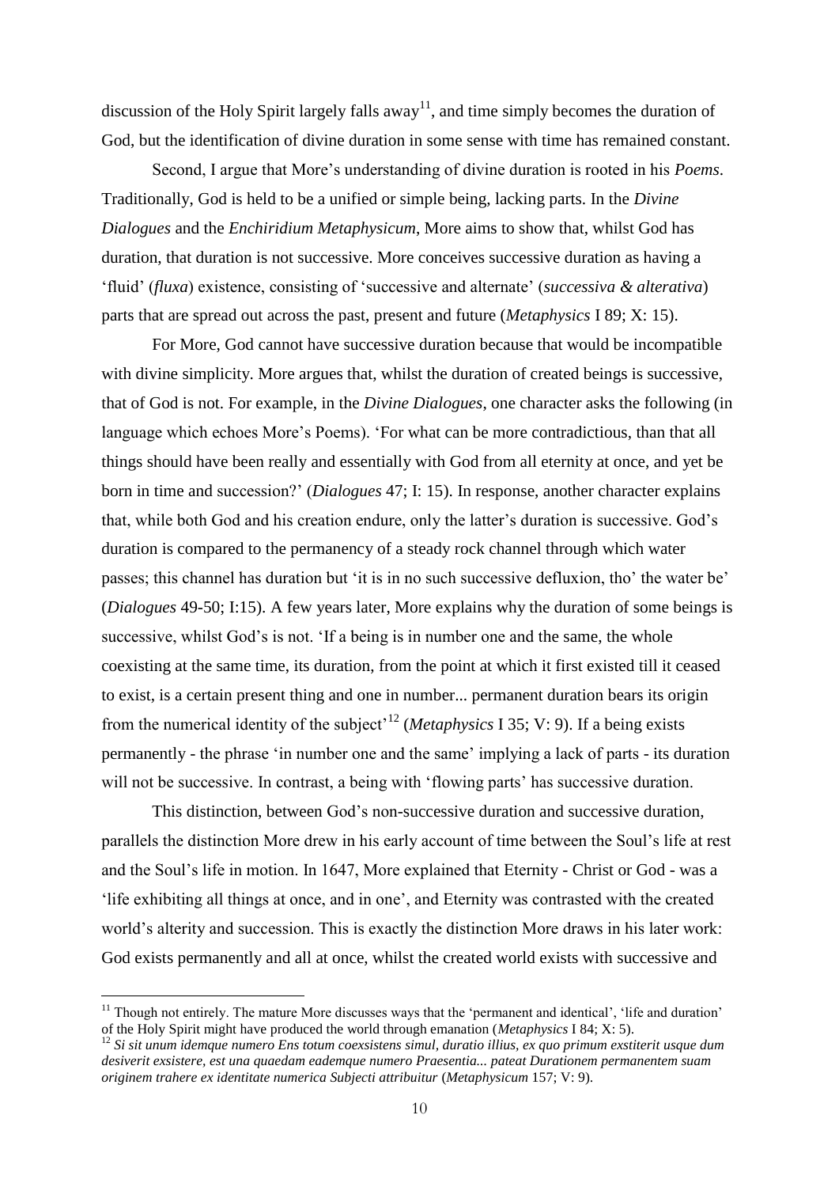discussion of the Holy Spirit largely falls away[11], and time simply becomes the duration of God, but the identification of divine duration in some sense with time has remained constant.

Second, I argue that More's understanding of divine duration is rooted in his *Poems*. Traditionally, God is held to be a unified or simple being, lacking parts. In the *Divine Dialogues* and the *Enchiridium Metaphysicum*, More aims to show that, whilst God has duration, that duration is not successive. More conceives successive duration as having a 'fluid' (*fluxa*) existence, consisting of 'successive and alternate' (*successiva & alterativa*) parts that are spread out across the past, present and future (*Metaphysics* I 89; X: 15).

For More, God cannot have successive duration because that would be incompatible with divine simplicity. More argues that, whilst the duration of created beings is successive, that of God is not. For example, in the *Divine Dialogues*, one character asks the following (in language which echoes More's Poems). 'For what can be more contradictious, than that all things should have been really and essentially with God from all eternity at once, and yet be born in time and succession?' (*Dialogues* 47; I: 15). In response, another character explains that, while both God and his creation endure, only the latter's duration is successive. God's duration is compared to the permanency of a steady rock channel through which water passes; this channel has duration but 'it is in no such successive defluxion, tho' the water be' (*Dialogues* 49-50; I:15). A few years later, More explains why the duration of some beings is successive, whilst God's is not. 'If a being is in number one and the same, the whole coexisting at the same time, its duration, from the point at which it first existed till it ceased to exist, is a certain present thing and one in number... permanent duration bears its origin from the numerical identity of the subject'[12] (*Metaphysics* I 35; V: 9). If a being exists permanently - the phrase 'in number one and the same' implying a lack of parts - its duration will not be successive. In contrast, a being with 'flowing parts' has successive duration.

This distinction, between God's non-successive duration and successive duration, parallels the distinction More drew in his early account of time between the Soul's life at rest and the Soul's life in motion. In 1647, More explained that Eternity - Christ or God - was a 'life exhibiting all things at once, and in one', and Eternity was contrasted with the created world's alterity and succession. This is exactly the distinction More draws in his later work: God exists permanently and all at once, whilst the created world exists with successive and

---

[11] Though not entirely. The mature More discusses ways that the 'permanent and identical', 'life and duration' of the Holy Spirit might have produced the world through emanation (*Metaphysics* I 84; X: 5).

[12] *Si sit unum idemque numero Ens totum coexsistens simul, duratio illius, ex quo primum exstiterit usque dum desiverit exsistere, est una quaedam eademque numero Praesentia... pateat Durationem permanentem suam originem trahere ex identitate numerica Subjecti attribuitur* (*Metaphysicum* 157; V: 9).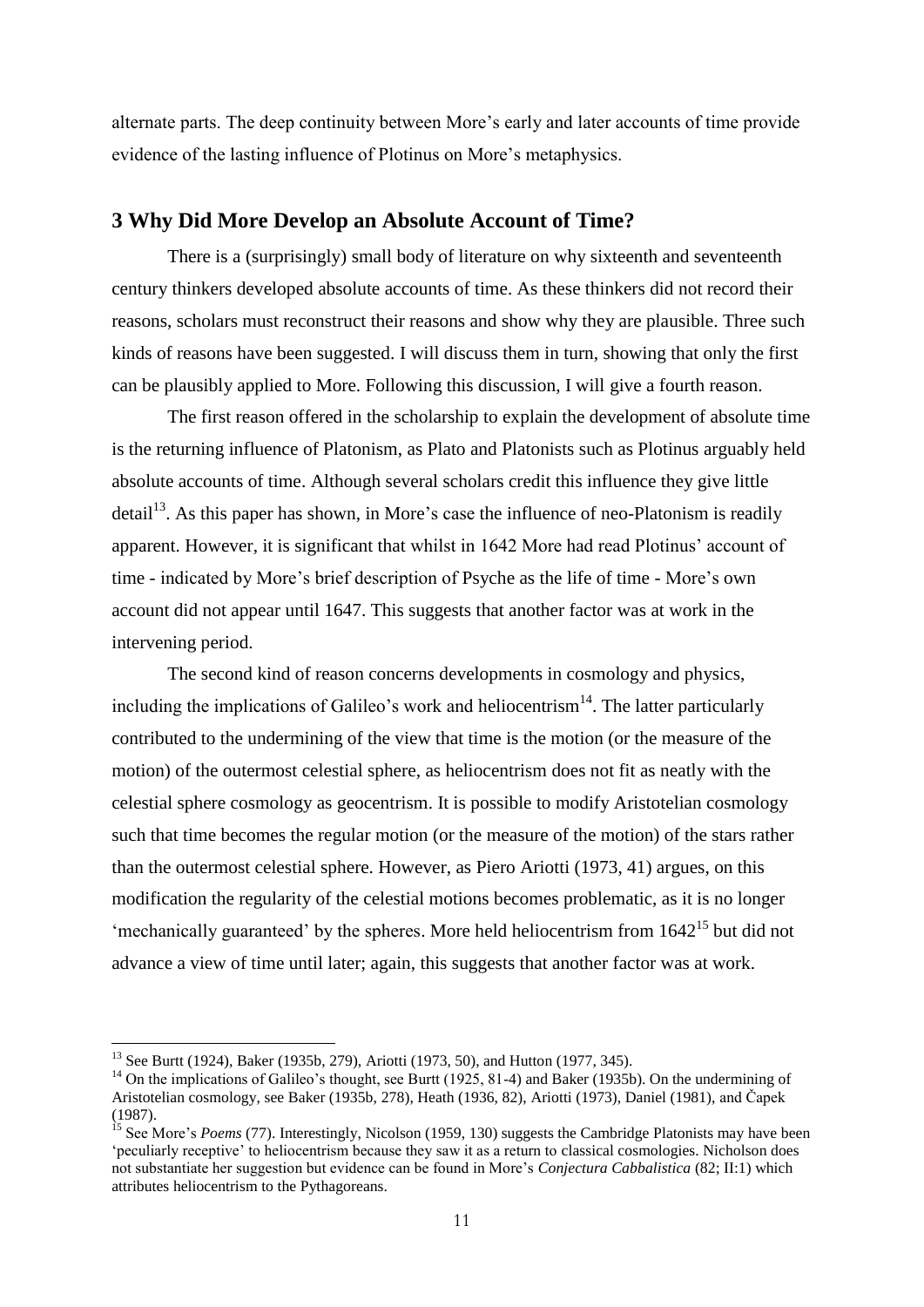alternate parts. The deep continuity between More's early and later accounts of time provide evidence of the lasting influence of Plotinus on More's metaphysics.

## 3 Why Did More Develop an Absolute Account of Time?

There is a (surprisingly) small body of literature on why sixteenth and seventeenth century thinkers developed absolute accounts of time. As these thinkers did not record their reasons, scholars must reconstruct their reasons and show why they are plausible. Three such kinds of reasons have been suggested. I will discuss them in turn, showing that only the first can be plausibly applied to More. Following this discussion, I will give a fourth reason.

The first reason offered in the scholarship to explain the development of absolute time is the returning influence of Platonism, as Plato and Platonists such as Plotinus arguably held absolute accounts of time. Although several scholars credit this influence they give little detail[13]. As this paper has shown, in More's case the influence of neo-Platonism is readily apparent. However, it is significant that whilst in 1642 More had read Plotinus' account of time - indicated by More's brief description of Psyche as the life of time - More's own account did not appear until 1647. This suggests that another factor was at work in the intervening period.

The second kind of reason concerns developments in cosmology and physics, including the implications of Galileo's work and heliocentrism[14]. The latter particularly contributed to the undermining of the view that time is the motion (or the measure of the motion) of the outermost celestial sphere, as heliocentrism does not fit as neatly with the celestial sphere cosmology as geocentrism. It is possible to modify Aristotelian cosmology such that time becomes the regular motion (or the measure of the motion) of the stars rather than the outermost celestial sphere. However, as Piero Ariotti (1973, 41) argues, on this modification the regularity of the celestial motions becomes problematic, as it is no longer 'mechanically guaranteed' by the spheres. More held heliocentrism from 1642[15] but did not advance a view of time until later; again, this suggests that another factor was at work.

---

[13] See Burtt (1924), Baker (1935b, 279), Ariotti (1973, 50), and Hutton (1977, 345).

[14] On the implications of Galileo's thought, see Burtt (1925, 81-4) and Baker (1935b). On the undermining of Aristotelian cosmology, see Baker (1935b, 278), Heath (1936, 82), Ariotti (1973), Daniel (1981), and Čapek (1987).

[15] See More's *Poems* (77). Interestingly, Nicolson (1959, 130) suggests the Cambridge Platonists may have been 'peculiarly receptive' to heliocentrism because they saw it as a return to classical cosmologies. Nicholson does not substantiate her suggestion but evidence can be found in More's *Conjectura Cabbalistica* (82; II:1) which attributes heliocentrism to the Pythagoreans.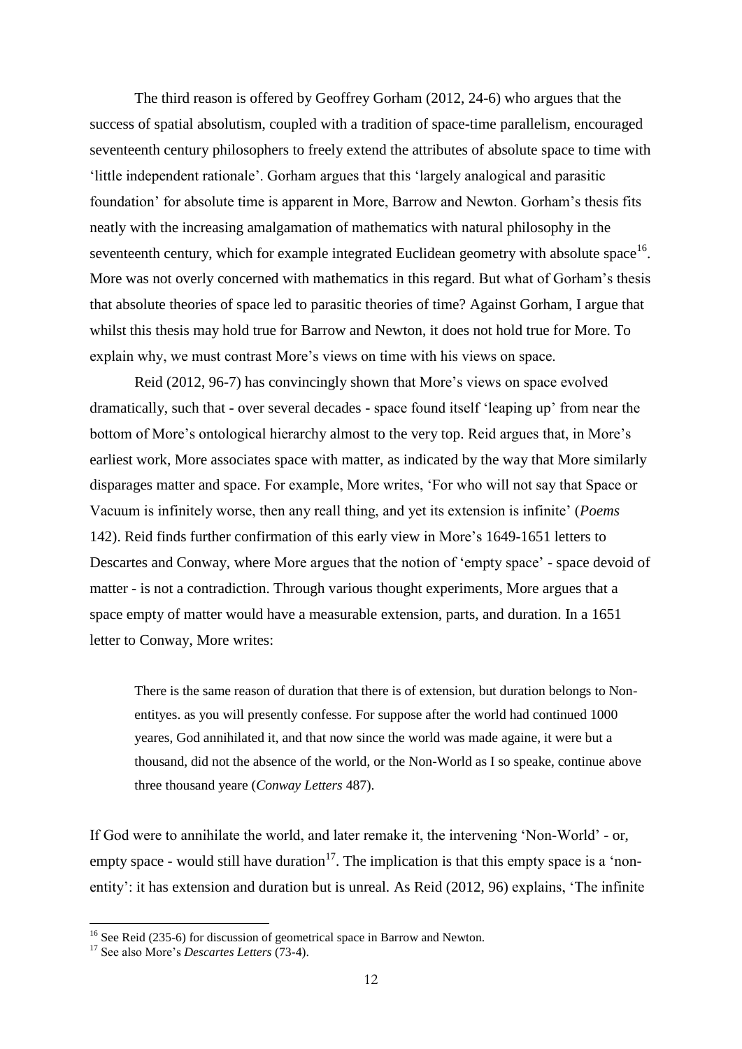The third reason is offered by Geoffrey Gorham (2012, 24-6) who argues that the success of spatial absolutism, coupled with a tradition of space-time parallelism, encouraged seventeenth century philosophers to freely extend the attributes of absolute space to time with 'little independent rationale'. Gorham argues that this 'largely analogical and parasitic foundation' for absolute time is apparent in More, Barrow and Newton. Gorham's thesis fits neatly with the increasing amalgamation of mathematics with natural philosophy in the seventeenth century, which for example integrated Euclidean geometry with absolute space[16]. More was not overly concerned with mathematics in this regard. But what of Gorham's thesis that absolute theories of space led to parasitic theories of time? Against Gorham, I argue that whilst this thesis may hold true for Barrow and Newton, it does not hold true for More. To explain why, we must contrast More's views on time with his views on space.

Reid (2012, 96-7) has convincingly shown that More's views on space evolved dramatically, such that - over several decades - space found itself 'leaping up' from near the bottom of More's ontological hierarchy almost to the very top. Reid argues that, in More's earliest work, More associates space with matter, as indicated by the way that More similarly disparages matter and space. For example, More writes, 'For who will not say that Space or Vacuum is infinitely worse, then any reall thing, and yet its extension is infinite' (*Poems* 142). Reid finds further confirmation of this early view in More's 1649-1651 letters to Descartes and Conway, where More argues that the notion of 'empty space' - space devoid of matter - is not a contradiction. Through various thought experiments, More argues that a space empty of matter would have a measurable extension, parts, and duration. In a 1651 letter to Conway, More writes:

> There is the same reason of duration that there is of extension, but duration belongs to Non-entityes. as you will presently confesse. For suppose after the world had continued 1000 yeares, God annihilated it, and that now since the world was made againe, it were but a thousand, did not the absence of the world, or the Non-World as I so speake, continue above three thousand yeare (*Conway Letters* 487).

If God were to annihilate the world, and later remake it, the intervening 'Non-World' - or, empty space - would still have duration[17]. The implication is that this empty space is a 'non-entity': it has extension and duration but is unreal. As Reid (2012, 96) explains, 'The infinite

[16] See Reid (235-6) for discussion of geometrical space in Barrow and Newton.

[17] See also More's *Descartes Letters* (73-4).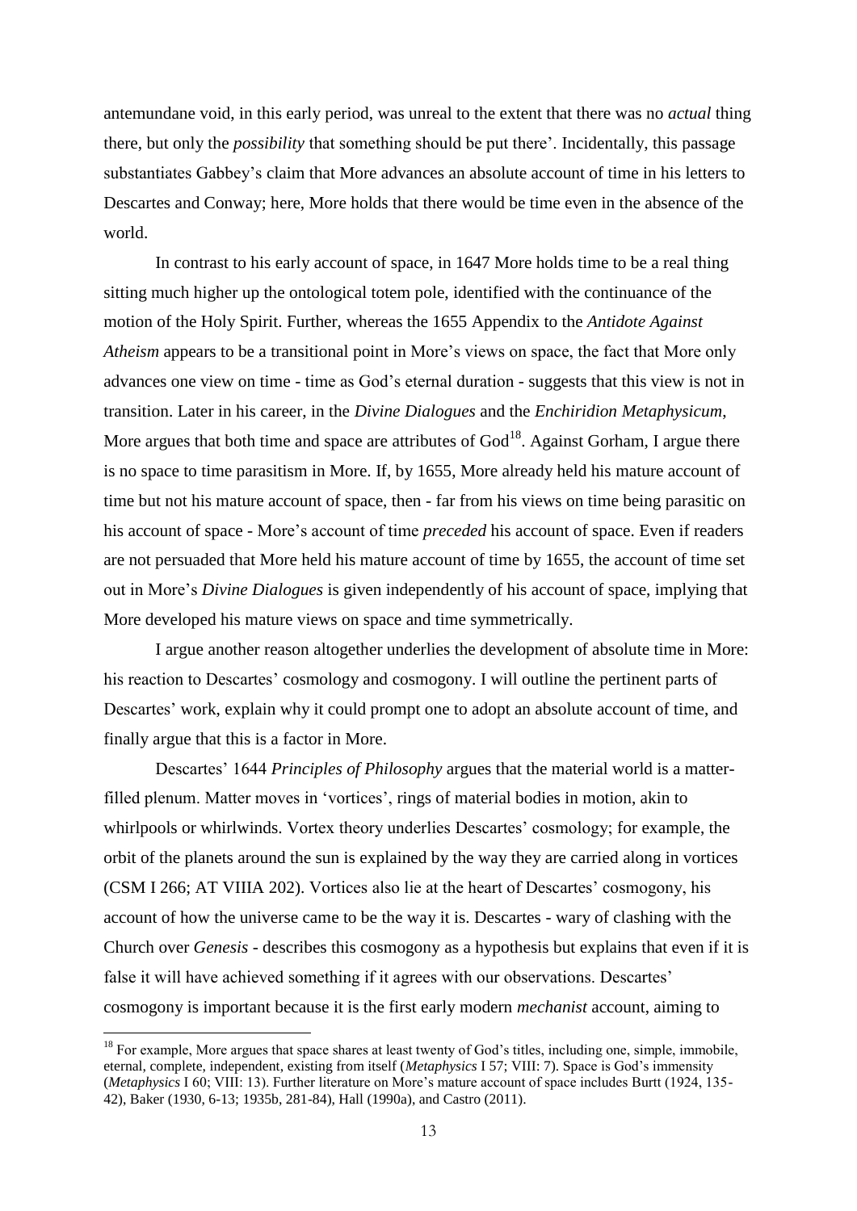antemundane void, in this early period, was unreal to the extent that there was no *actual* thing there, but only the *possibility* that something should be put there'. Incidentally, this passage substantiates Gabbey's claim that More advances an absolute account of time in his letters to Descartes and Conway; here, More holds that there would be time even in the absence of the world.

In contrast to his early account of space, in 1647 More holds time to be a real thing sitting much higher up the ontological totem pole, identified with the continuance of the motion of the Holy Spirit. Further, whereas the 1655 Appendix to the *Antidote Against Atheism* appears to be a transitional point in More's views on space, the fact that More only advances one view on time - time as God's eternal duration - suggests that this view is not in transition. Later in his career, in the *Divine Dialogues* and the *Enchiridion Metaphysicum*, More argues that both time and space are attributes of God[18]. Against Gorham, I argue there is no space to time parasitism in More. If, by 1655, More already held his mature account of time but not his mature account of space, then - far from his views on time being parasitic on his account of space - More's account of time *preceded* his account of space. Even if readers are not persuaded that More held his mature account of time by 1655, the account of time set out in More's *Divine Dialogues* is given independently of his account of space, implying that More developed his mature views on space and time symmetrically.

I argue another reason altogether underlies the development of absolute time in More: his reaction to Descartes' cosmology and cosmogony. I will outline the pertinent parts of Descartes' work, explain why it could prompt one to adopt an absolute account of time, and finally argue that this is a factor in More.

Descartes' 1644 *Principles of Philosophy* argues that the material world is a matter-filled plenum. Matter moves in 'vortices', rings of material bodies in motion, akin to whirlpools or whirlwinds. Vortex theory underlies Descartes' cosmology; for example, the orbit of the planets around the sun is explained by the way they are carried along in vortices (CSM I 266; AT VIIIA 202). Vortices also lie at the heart of Descartes' cosmogony, his account of how the universe came to be the way it is. Descartes - wary of clashing with the Church over *Genesis* - describes this cosmogony as a hypothesis but explains that even if it is false it will have achieved something if it agrees with our observations. Descartes' cosmogony is important because it is the first early modern *mechanist* account, aiming to

[18] For example, More argues that space shares at least twenty of God's titles, including one, simple, immobile, eternal, complete, independent, existing from itself (*Metaphysics* I 57; VIII: 7). Space is God's immensity (*Metaphysics* I 60; VIII: 13). Further literature on More's mature account of space includes Burtt (1924, 135-42), Baker (1930, 6-13; 1935b, 281-84), Hall (1990a), and Castro (2011).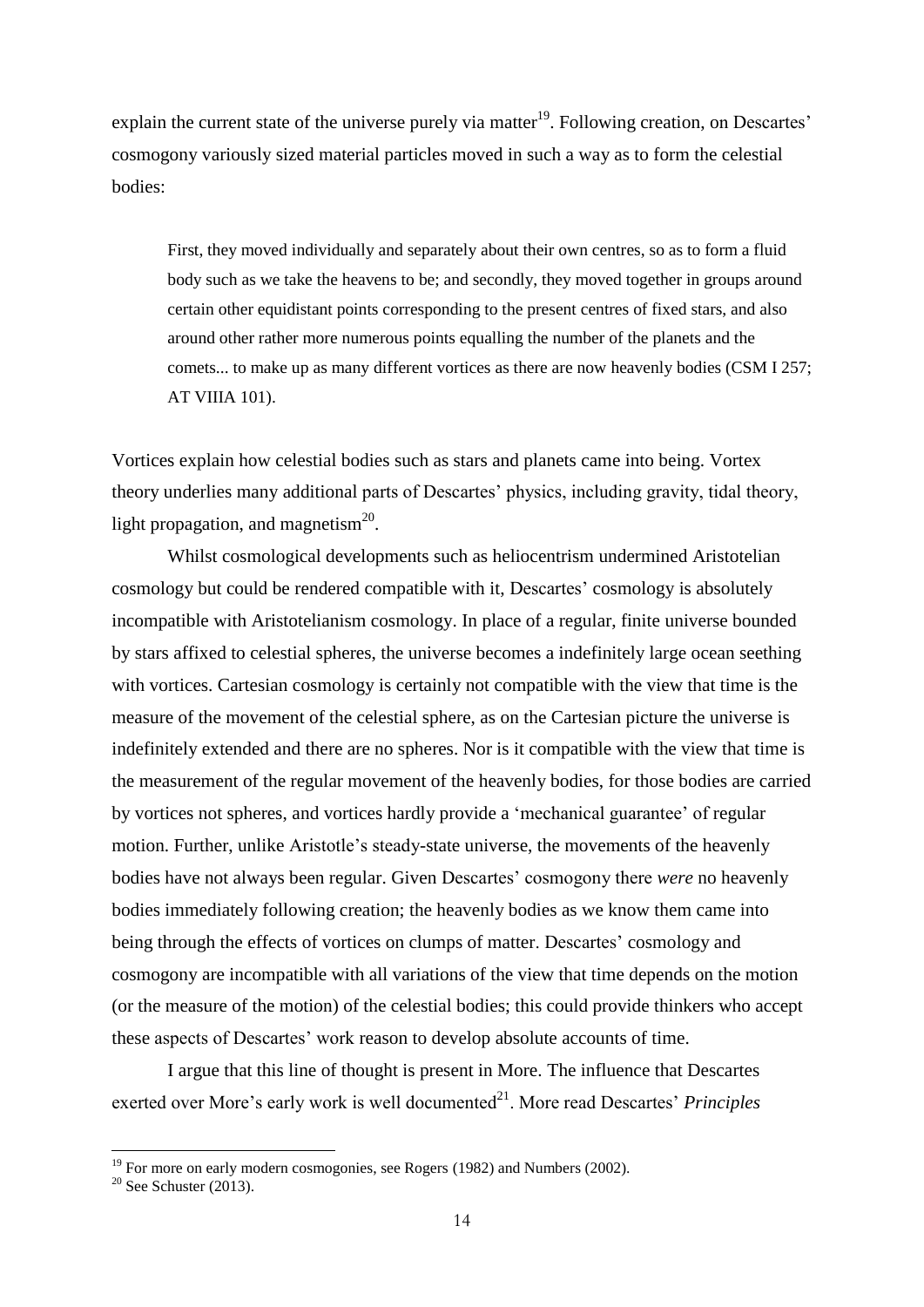explain the current state of the universe purely via matter[19]. Following creation, on Descartes' cosmogony variously sized material particles moved in such a way as to form the celestial bodies:

> First, they moved individually and separately about their own centres, so as to form a fluid body such as we take the heavens to be; and secondly, they moved together in groups around certain other equidistant points corresponding to the present centres of fixed stars, and also around other rather more numerous points equalling the number of the planets and the comets... to make up as many different vortices as there are now heavenly bodies (CSM I 257; AT VIIIA 101).

Vortices explain how celestial bodies such as stars and planets came into being. Vortex theory underlies many additional parts of Descartes' physics, including gravity, tidal theory, light propagation, and magnetism[20].

Whilst cosmological developments such as heliocentrism undermined Aristotelian cosmology but could be rendered compatible with it, Descartes' cosmology is absolutely incompatible with Aristotelianism cosmology. In place of a regular, finite universe bounded by stars affixed to celestial spheres, the universe becomes a indefinitely large ocean seething with vortices. Cartesian cosmology is certainly not compatible with the view that time is the measure of the movement of the celestial sphere, as on the Cartesian picture the universe is indefinitely extended and there are no spheres. Nor is it compatible with the view that time is the measurement of the regular movement of the heavenly bodies, for those bodies are carried by vortices not spheres, and vortices hardly provide a 'mechanical guarantee' of regular motion. Further, unlike Aristotle's steady-state universe, the movements of the heavenly bodies have not always been regular. Given Descartes' cosmogony there *were* no heavenly bodies immediately following creation; the heavenly bodies as we know them came into being through the effects of vortices on clumps of matter. Descartes' cosmology and cosmogony are incompatible with all variations of the view that time depends on the motion (or the measure of the motion) of the celestial bodies; this could provide thinkers who accept these aspects of Descartes' work reason to develop absolute accounts of time.

I argue that this line of thought is present in More. The influence that Descartes exerted over More's early work is well documented[21]. More read Descartes' *Principles*

---

[19] For more on early modern cosmogonies, see Rogers (1982) and Numbers (2002).

[20] See Schuster (2013).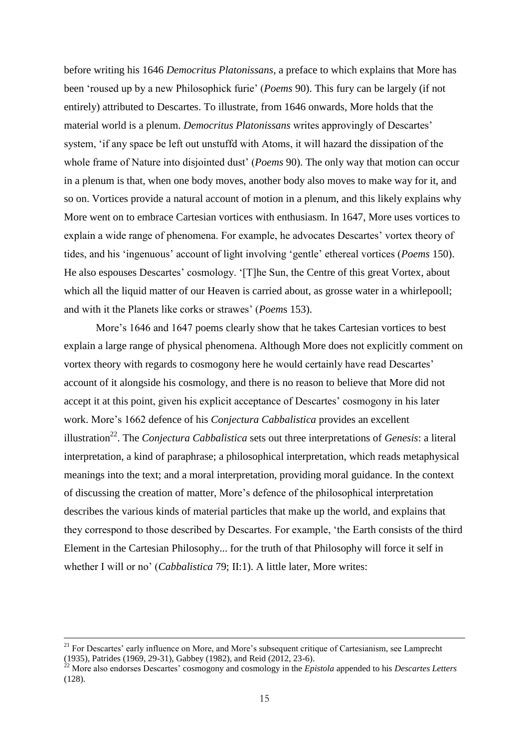before writing his 1646 *Democritus Platonissans*, a preface to which explains that More has been 'roused up by a new Philosophick furie' (*Poems* 90). This fury can be largely (if not entirely) attributed to Descartes. To illustrate, from 1646 onwards, More holds that the material world is a plenum. *Democritus Platonissans* writes approvingly of Descartes' system, 'if any space be left out unstuffd with Atoms, it will hazard the dissipation of the whole frame of Nature into disjointed dust' (*Poems* 90). The only way that motion can occur in a plenum is that, when one body moves, another body also moves to make way for it, and so on. Vortices provide a natural account of motion in a plenum, and this likely explains why More went on to embrace Cartesian vortices with enthusiasm. In 1647, More uses vortices to explain a wide range of phenomena. For example, he advocates Descartes' vortex theory of tides, and his 'ingenuous' account of light involving 'gentle' ethereal vortices (*Poems* 150). He also espouses Descartes' cosmology. '[T]he Sun, the Centre of this great Vortex, about which all the liquid matter of our Heaven is carried about, as grosse water in a whirlepooll; and with it the Planets like corks or strawes' (*Poems* 153).

More's 1646 and 1647 poems clearly show that he takes Cartesian vortices to best explain a large range of physical phenomena. Although More does not explicitly comment on vortex theory with regards to cosmogony here he would certainly have read Descartes' account of it alongside his cosmology, and there is no reason to believe that More did not accept it at this point, given his explicit acceptance of Descartes' cosmogony in his later work. More's 1662 defence of his *Conjectura Cabbalistica* provides an excellent illustration[22]. The *Conjectura Cabbalistica* sets out three interpretations of *Genesis*: a literal interpretation, a kind of paraphrase; a philosophical interpretation, which reads metaphysical meanings into the text; and a moral interpretation, providing moral guidance. In the context of discussing the creation of matter, More's defence of the philosophical interpretation describes the various kinds of material particles that make up the world, and explains that they correspond to those described by Descartes. For example, 'the Earth consists of the third Element in the Cartesian Philosophy... for the truth of that Philosophy will force it self in whether I will or no' (*Cabbalistica* 79; II:1). A little later, More writes:

---

[21] For Descartes' early influence on More, and More's subsequent critique of Cartesianism, see Lamprecht (1935), Patrides (1969, 29-31), Gabbey (1982), and Reid (2012, 23-6).

[22] More also endorses Descartes' cosmogony and cosmology in the *Epistola* appended to his *Descartes Letters* (128).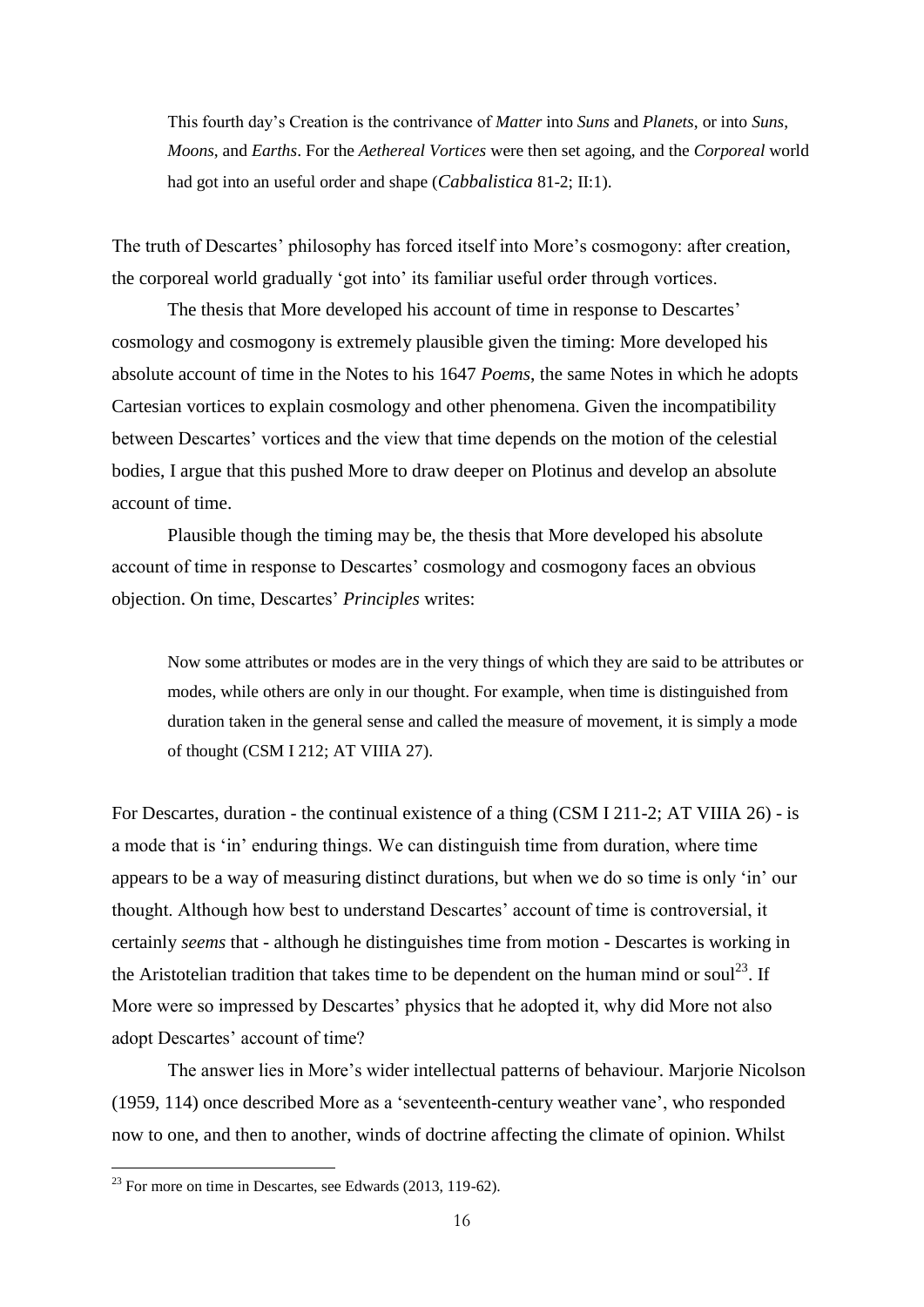> This fourth day's Creation is the contrivance of *Matter* into *Suns* and *Planets*, or into *Suns*, *Moons*, and *Earths*. For the *Aethereal Vortices* were then set agoing, and the *Corporeal* world had got into an useful order and shape (*Cabbalistica* 81-2; II:1).

The truth of Descartes' philosophy has forced itself into More's cosmogony: after creation, the corporeal world gradually 'got into' its familiar useful order through vortices.

The thesis that More developed his account of time in response to Descartes' cosmology and cosmogony is extremely plausible given the timing: More developed his absolute account of time in the Notes to his 1647 *Poems*, the same Notes in which he adopts Cartesian vortices to explain cosmology and other phenomena. Given the incompatibility between Descartes' vortices and the view that time depends on the motion of the celestial bodies, I argue that this pushed More to draw deeper on Plotinus and develop an absolute account of time.

Plausible though the timing may be, the thesis that More developed his absolute account of time in response to Descartes' cosmology and cosmogony faces an obvious objection. On time, Descartes' *Principles* writes:

> Now some attributes or modes are in the very things of which they are said to be attributes or modes, while others are only in our thought. For example, when time is distinguished from duration taken in the general sense and called the measure of movement, it is simply a mode of thought (CSM I 212; AT VIIIA 27).

For Descartes, duration - the continual existence of a thing (CSM I 211-2; AT VIIIA 26) - is a mode that is 'in' enduring things. We can distinguish time from duration, where time appears to be a way of measuring distinct durations, but when we do so time is only 'in' our thought. Although how best to understand Descartes' account of time is controversial, it certainly *seems* that - although he distinguishes time from motion - Descartes is working in the Aristotelian tradition that takes time to be dependent on the human mind or soul[23]. If More were so impressed by Descartes' physics that he adopted it, why did More not also adopt Descartes' account of time?

The answer lies in More's wider intellectual patterns of behaviour. Marjorie Nicolson (1959, 114) once described More as a 'seventeenth-century weather vane', who responded now to one, and then to another, winds of doctrine affecting the climate of opinion. Whilst

[23] For more on time in Descartes, see Edwards (2013, 119-62).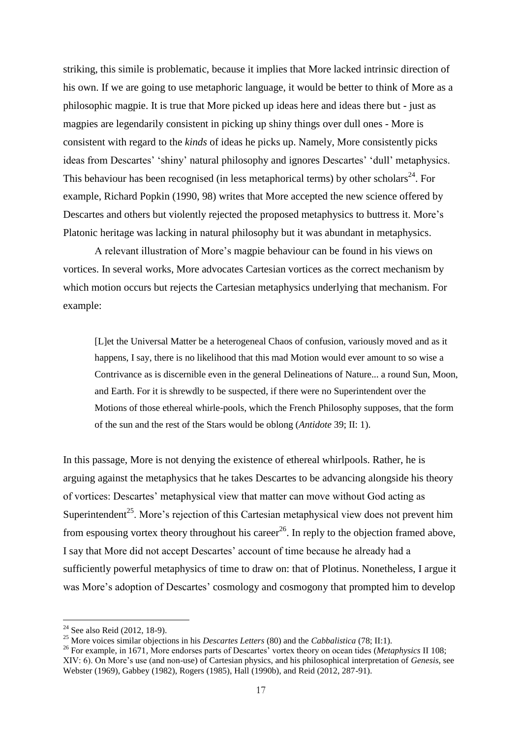striking, this simile is problematic, because it implies that More lacked intrinsic direction of his own. If we are going to use metaphoric language, it would be better to think of More as a philosophic magpie. It is true that More picked up ideas here and ideas there but - just as magpies are legendarily consistent in picking up shiny things over dull ones - More is consistent with regard to the *kinds* of ideas he picks up. Namely, More consistently picks ideas from Descartes' 'shiny' natural philosophy and ignores Descartes' 'dull' metaphysics. This behaviour has been recognised (in less metaphorical terms) by other scholars[24]. For example, Richard Popkin (1990, 98) writes that More accepted the new science offered by Descartes and others but violently rejected the proposed metaphysics to buttress it. More's Platonic heritage was lacking in natural philosophy but it was abundant in metaphysics.

A relevant illustration of More's magpie behaviour can be found in his views on vortices. In several works, More advocates Cartesian vortices as the correct mechanism by which motion occurs but rejects the Cartesian metaphysics underlying that mechanism. For example:

> [L]et the Universal Matter be a heterogeneal Chaos of confusion, variously moved and as it happens, I say, there is no likelihood that this mad Motion would ever amount to so wise a Contrivance as is discernible even in the general Delineations of Nature... a round Sun, Moon, and Earth. For it is shrewdly to be suspected, if there were no Superintendent over the Motions of those ethereal whirle-pools, which the French Philosophy supposes, that the form of the sun and the rest of the Stars would be oblong (*Antidote* 39; II: 1).

In this passage, More is not denying the existence of ethereal whirlpools. Rather, he is arguing against the metaphysics that he takes Descartes to be advancing alongside his theory of vortices: Descartes' metaphysical view that matter can move without God acting as Superintendent[25]. More's rejection of this Cartesian metaphysical view does not prevent him from espousing vortex theory throughout his career[26]. In reply to the objection framed above, I say that More did not accept Descartes' account of time because he already had a sufficiently powerful metaphysics of time to draw on: that of Plotinus. Nonetheless, I argue it was More's adoption of Descartes' cosmology and cosmogony that prompted him to develop

---

[24] See also Reid (2012, 18-9).

[25] More voices similar objections in his *Descartes Letters* (80) and the *Cabbalistica* (78; II:1).

[26] For example, in 1671, More endorses parts of Descartes' vortex theory on ocean tides (*Metaphysics* II 108; XIV: 6). On More's use (and non-use) of Cartesian physics, and his philosophical interpretation of *Genesis*, see Webster (1969), Gabbey (1982), Rogers (1985), Hall (1990b), and Reid (2012, 287-91).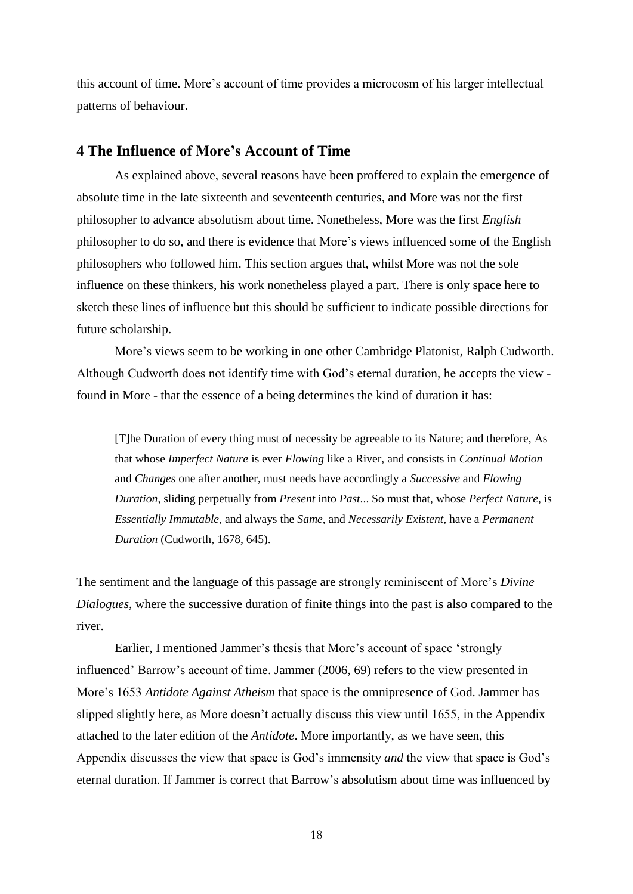this account of time. More's account of time provides a microcosm of his larger intellectual patterns of behaviour.

## 4 The Influence of More's Account of Time

As explained above, several reasons have been proffered to explain the emergence of absolute time in the late sixteenth and seventeenth centuries, and More was not the first philosopher to advance absolutism about time. Nonetheless, More was the first *English* philosopher to do so, and there is evidence that More's views influenced some of the English philosophers who followed him. This section argues that, whilst More was not the sole influence on these thinkers, his work nonetheless played a part. There is only space here to sketch these lines of influence but this should be sufficient to indicate possible directions for future scholarship.

More's views seem to be working in one other Cambridge Platonist, Ralph Cudworth. Although Cudworth does not identify time with God's eternal duration, he accepts the view - found in More - that the essence of a being determines the kind of duration it has:

> [T]he Duration of every thing must of necessity be agreeable to its Nature; and therefore, As that whose *Imperfect Nature* is ever *Flowing* like a River, and consists in *Continual Motion* and *Changes* one after another, must needs have accordingly a *Successive* and *Flowing Duration*, sliding perpetually from *Present* into *Past*... So must that, whose *Perfect Nature*, is *Essentially Immutable*, and always the *Same*, and *Necessarily Existent*, have a *Permanent Duration* (Cudworth, 1678, 645).

The sentiment and the language of this passage are strongly reminiscent of More's *Divine Dialogues*, where the successive duration of finite things into the past is also compared to the river.

Earlier, I mentioned Jammer's thesis that More's account of space 'strongly influenced' Barrow's account of time. Jammer (2006, 69) refers to the view presented in More's 1653 *Antidote Against Atheism* that space is the omnipresence of God. Jammer has slipped slightly here, as More doesn't actually discuss this view until 1655, in the Appendix attached to the later edition of the *Antidote*. More importantly, as we have seen, this Appendix discusses the view that space is God's immensity *and* the view that space is God's eternal duration. If Jammer is correct that Barrow's absolutism about time was influenced by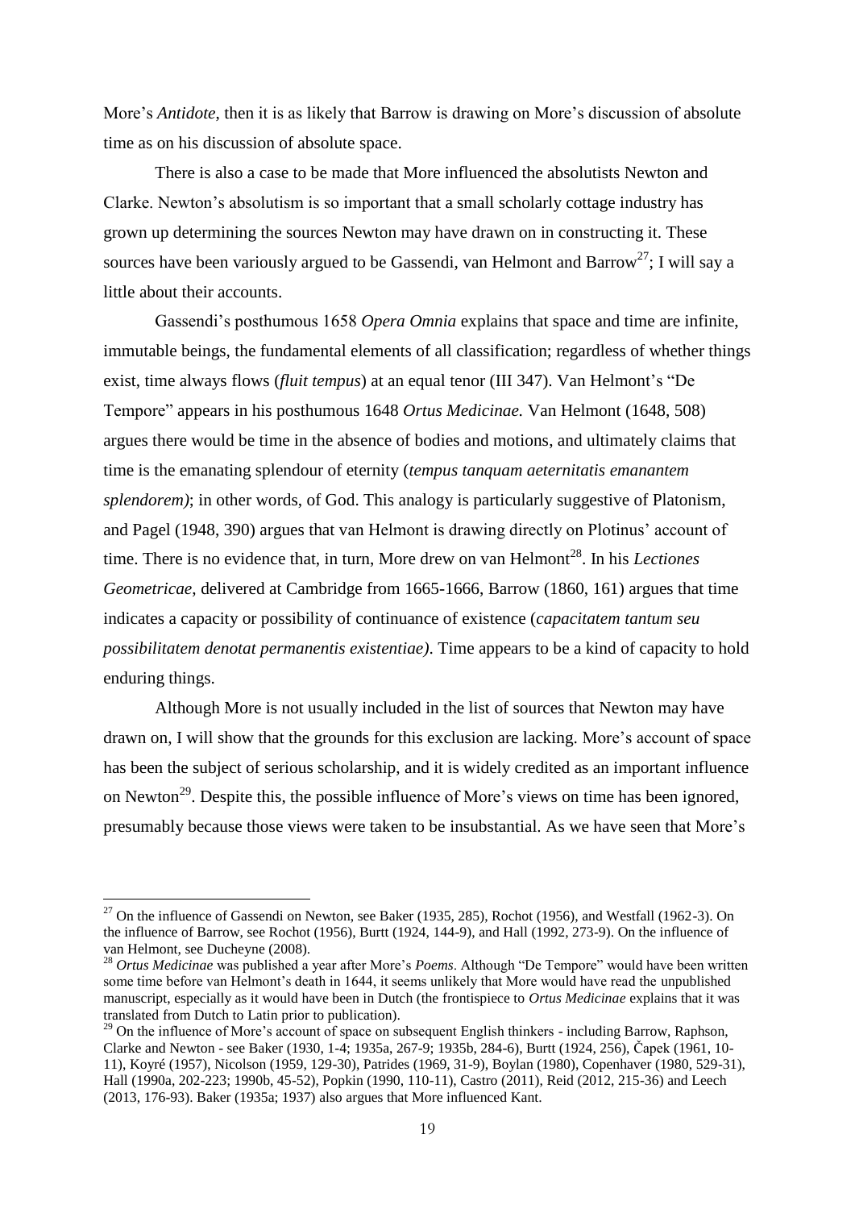More's *Antidote*, then it is as likely that Barrow is drawing on More's discussion of absolute time as on his discussion of absolute space.

There is also a case to be made that More influenced the absolutists Newton and Clarke. Newton's absolutism is so important that a small scholarly cottage industry has grown up determining the sources Newton may have drawn on in constructing it. These sources have been variously argued to be Gassendi, van Helmont and Barrow[27]; I will say a little about their accounts.

Gassendi's posthumous 1658 *Opera Omnia* explains that space and time are infinite, immutable beings, the fundamental elements of all classification; regardless of whether things exist, time always flows (*fluit tempus*) at an equal tenor (III 347). Van Helmont's "De Tempore" appears in his posthumous 1648 *Ortus Medicinae.* Van Helmont (1648, 508) argues there would be time in the absence of bodies and motions, and ultimately claims that time is the emanating splendour of eternity (*tempus tanquam aeternitatis emanantem splendorem)*; in other words, of God. This analogy is particularly suggestive of Platonism, and Pagel (1948, 390) argues that van Helmont is drawing directly on Plotinus' account of time. There is no evidence that, in turn, More drew on van Helmont[28]. In his *Lectiones Geometricae*, delivered at Cambridge from 1665-1666, Barrow (1860, 161) argues that time indicates a capacity or possibility of continuance of existence (*capacitatem tantum seu possibilitatem denotat permanentis existentiae)*. Time appears to be a kind of capacity to hold enduring things.

Although More is not usually included in the list of sources that Newton may have drawn on, I will show that the grounds for this exclusion are lacking. More's account of space has been the subject of serious scholarship, and it is widely credited as an important influence on Newton[29]. Despite this, the possible influence of More's views on time has been ignored, presumably because those views were taken to be insubstantial. As we have seen that More's

---

[27] On the influence of Gassendi on Newton, see Baker (1935, 285), Rochot (1956), and Westfall (1962-3). On the influence of Barrow, see Rochot (1956), Burtt (1924, 144-9), and Hall (1992, 273-9). On the influence of van Helmont, see Ducheyne (2008).

[28] *Ortus Medicinae* was published a year after More's *Poems*. Although "De Tempore" would have been written some time before van Helmont's death in 1644, it seems unlikely that More would have read the unpublished manuscript, especially as it would have been in Dutch (the frontispiece to *Ortus Medicinae* explains that it was translated from Dutch to Latin prior to publication).

[29] On the influence of More's account of space on subsequent English thinkers - including Barrow, Raphson, Clarke and Newton - see Baker (1930, 1-4; 1935a, 267-9; 1935b, 284-6), Burtt (1924, 256), Čapek (1961, 10-11), Koyré (1957), Nicolson (1959, 129-30), Patrides (1969, 31-9), Boylan (1980), Copenhaver (1980, 529-31), Hall (1990a, 202-223; 1990b, 45-52), Popkin (1990, 110-11), Castro (2011), Reid (2012, 215-36) and Leech (2013, 176-93). Baker (1935a; 1937) also argues that More influenced Kant.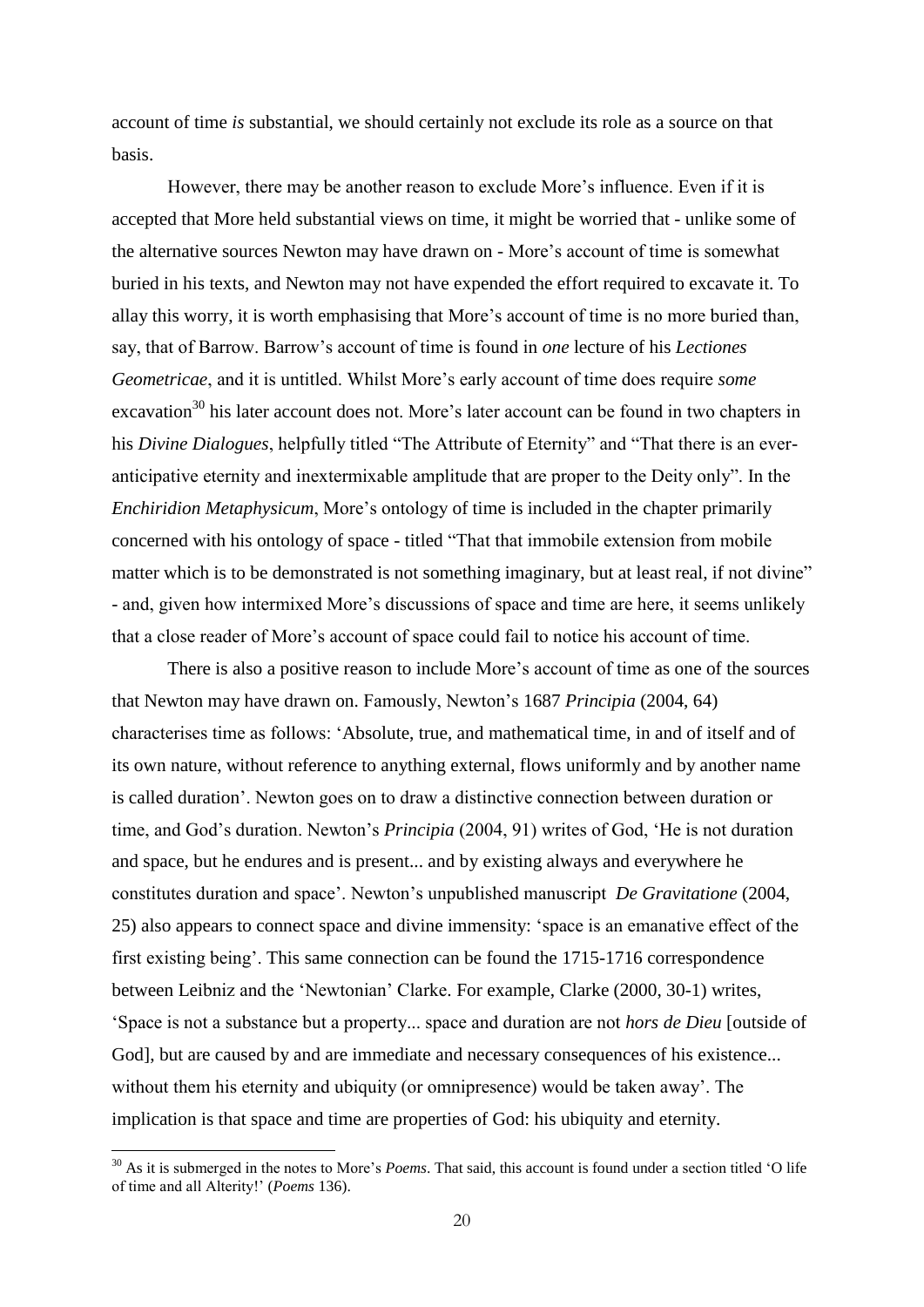account of time *is* substantial, we should certainly not exclude its role as a source on that basis.

However, there may be another reason to exclude More's influence. Even if it is accepted that More held substantial views on time, it might be worried that - unlike some of the alternative sources Newton may have drawn on - More's account of time is somewhat buried in his texts, and Newton may not have expended the effort required to excavate it. To allay this worry, it is worth emphasising that More's account of time is no more buried than, say, that of Barrow. Barrow's account of time is found in *one* lecture of his *Lectiones Geometricae*, and it is untitled. Whilst More's early account of time does require *some* excavation[30] his later account does not. More's later account can be found in two chapters in his *Divine Dialogues*, helpfully titled "The Attribute of Eternity" and "That there is an ever-anticipative eternity and inextermixable amplitude that are proper to the Deity only". In the *Enchiridion Metaphysicum*, More's ontology of time is included in the chapter primarily concerned with his ontology of space - titled "That that immobile extension from mobile matter which is to be demonstrated is not something imaginary, but at least real, if not divine" - and, given how intermixed More's discussions of space and time are here, it seems unlikely that a close reader of More's account of space could fail to notice his account of time.

There is also a positive reason to include More's account of time as one of the sources that Newton may have drawn on. Famously, Newton's 1687 *Principia* (2004, 64) characterises time as follows: 'Absolute, true, and mathematical time, in and of itself and of its own nature, without reference to anything external, flows uniformly and by another name is called duration'. Newton goes on to draw a distinctive connection between duration or time, and God's duration. Newton's *Principia* (2004, 91) writes of God, 'He is not duration and space, but he endures and is present... and by existing always and everywhere he constitutes duration and space'. Newton's unpublished manuscript *De Gravitatione* (2004, 25) also appears to connect space and divine immensity: 'space is an emanative effect of the first existing being'. This same connection can be found the 1715-1716 correspondence between Leibniz and the 'Newtonian' Clarke. For example, Clarke (2000, 30-1) writes, 'Space is not a substance but a property... space and duration are not *hors de Dieu* [outside of God], but are caused by and are immediate and necessary consequences of his existence... without them his eternity and ubiquity (or omnipresence) would be taken away'. The implication is that space and time are properties of God: his ubiquity and eternity.

---

[30] As it is submerged in the notes to More's *Poems*. That said, this account is found under a section titled 'O life of time and all Alterity!' (*Poems* 136).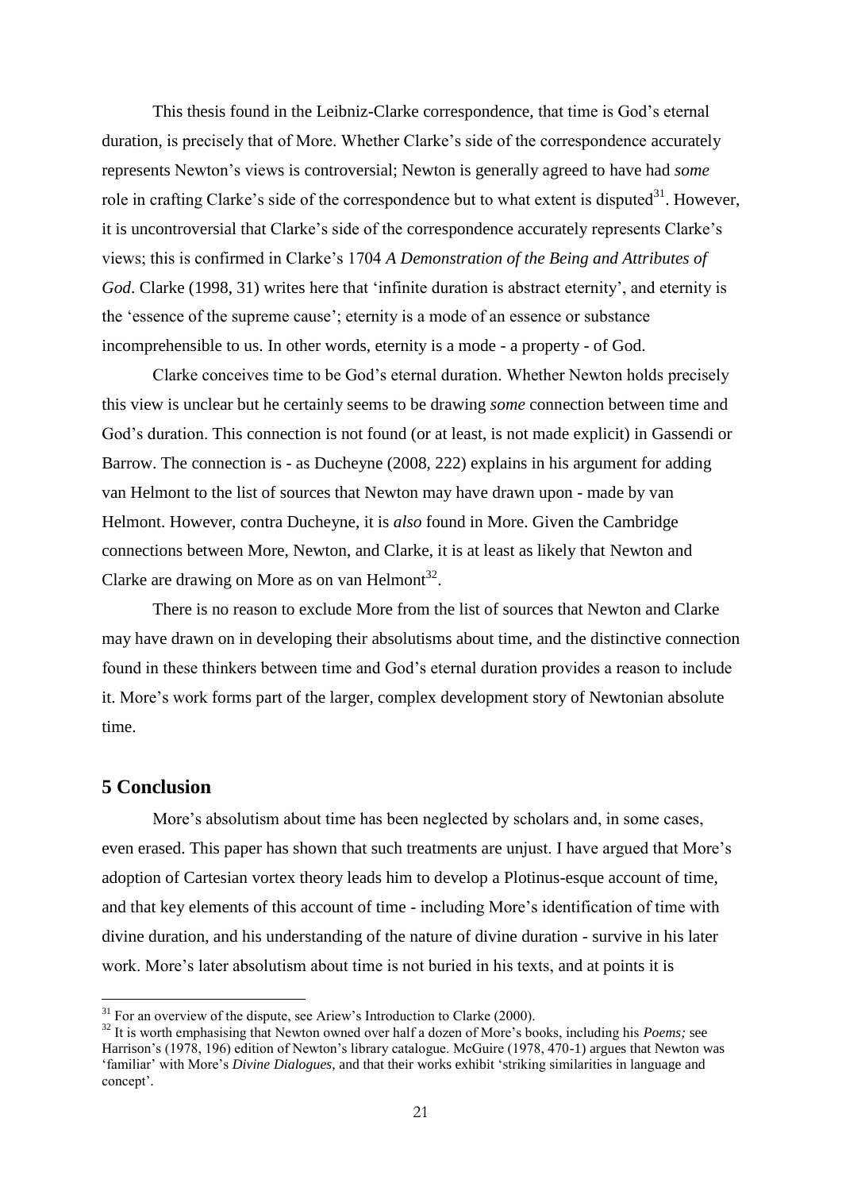This thesis found in the Leibniz-Clarke correspondence, that time is God's eternal duration, is precisely that of More. Whether Clarke's side of the correspondence accurately represents Newton's views is controversial; Newton is generally agreed to have had *some* role in crafting Clarke's side of the correspondence but to what extent is disputed[31]. However, it is uncontroversial that Clarke's side of the correspondence accurately represents Clarke's views; this is confirmed in Clarke's 1704 *A Demonstration of the Being and Attributes of God*. Clarke (1998, 31) writes here that 'infinite duration is abstract eternity', and eternity is the 'essence of the supreme cause'; eternity is a mode of an essence or substance incomprehensible to us. In other words, eternity is a mode - a property - of God.

Clarke conceives time to be God's eternal duration. Whether Newton holds precisely this view is unclear but he certainly seems to be drawing *some* connection between time and God's duration. This connection is not found (or at least, is not made explicit) in Gassendi or Barrow. The connection is - as Ducheyne (2008, 222) explains in his argument for adding van Helmont to the list of sources that Newton may have drawn upon - made by van Helmont. However, contra Ducheyne, it is *also* found in More. Given the Cambridge connections between More, Newton, and Clarke, it is at least as likely that Newton and Clarke are drawing on More as on van Helmont[32].

There is no reason to exclude More from the list of sources that Newton and Clarke may have drawn on in developing their absolutisms about time, and the distinctive connection found in these thinkers between time and God's eternal duration provides a reason to include it. More's work forms part of the larger, complex development story of Newtonian absolute time.

## 5 Conclusion

More's absolutism about time has been neglected by scholars and, in some cases, even erased. This paper has shown that such treatments are unjust. I have argued that More's adoption of Cartesian vortex theory leads him to develop a Plotinus-esque account of time, and that key elements of this account of time - including More's identification of time with divine duration, and his understanding of the nature of divine duration - survive in his later work. More's later absolutism about time is not buried in his texts, and at points it is

---

[31] For an overview of the dispute, see Ariew's Introduction to Clarke (2000).

[32] It is worth emphasising that Newton owned over half a dozen of More's books, including his *Poems;* see Harrison's (1978, 196) edition of Newton's library catalogue. McGuire (1978, 470-1) argues that Newton was 'familiar' with More's *Divine Dialogues*, and that their works exhibit 'striking similarities in language and concept'.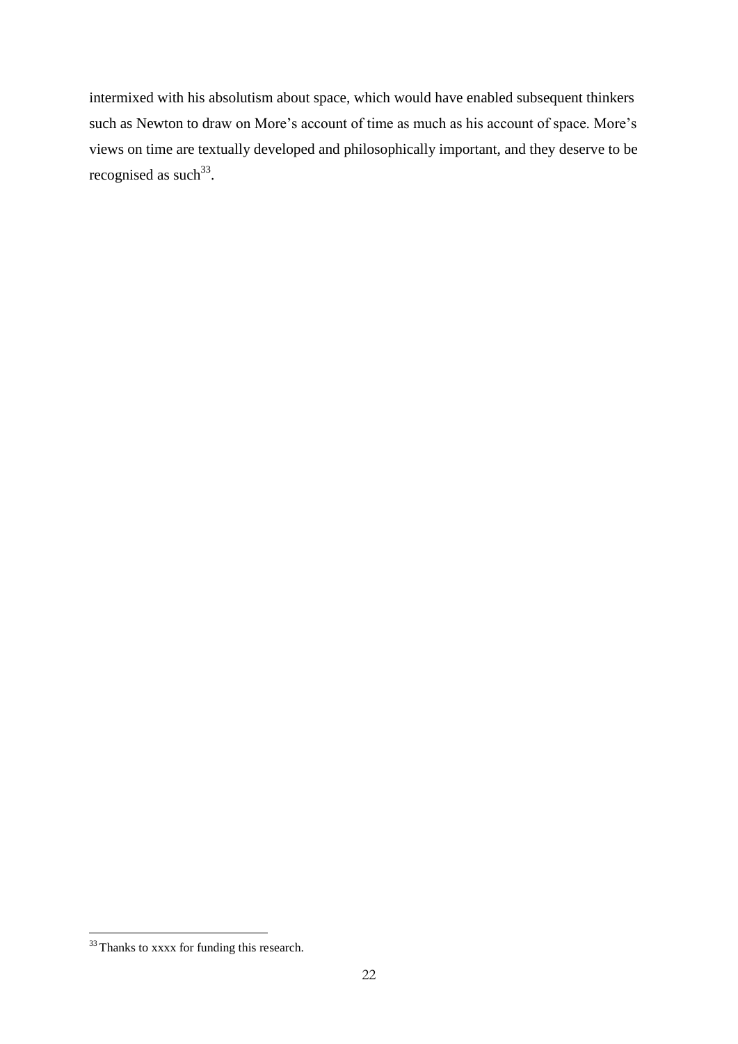intermixed with his absolutism about space, which would have enabled subsequent thinkers such as Newton to draw on More's account of time as much as his account of space. More's views on time are textually developed and philosophically important, and they deserve to be recognised as such[33].

[33] Thanks to xxxx for funding this research.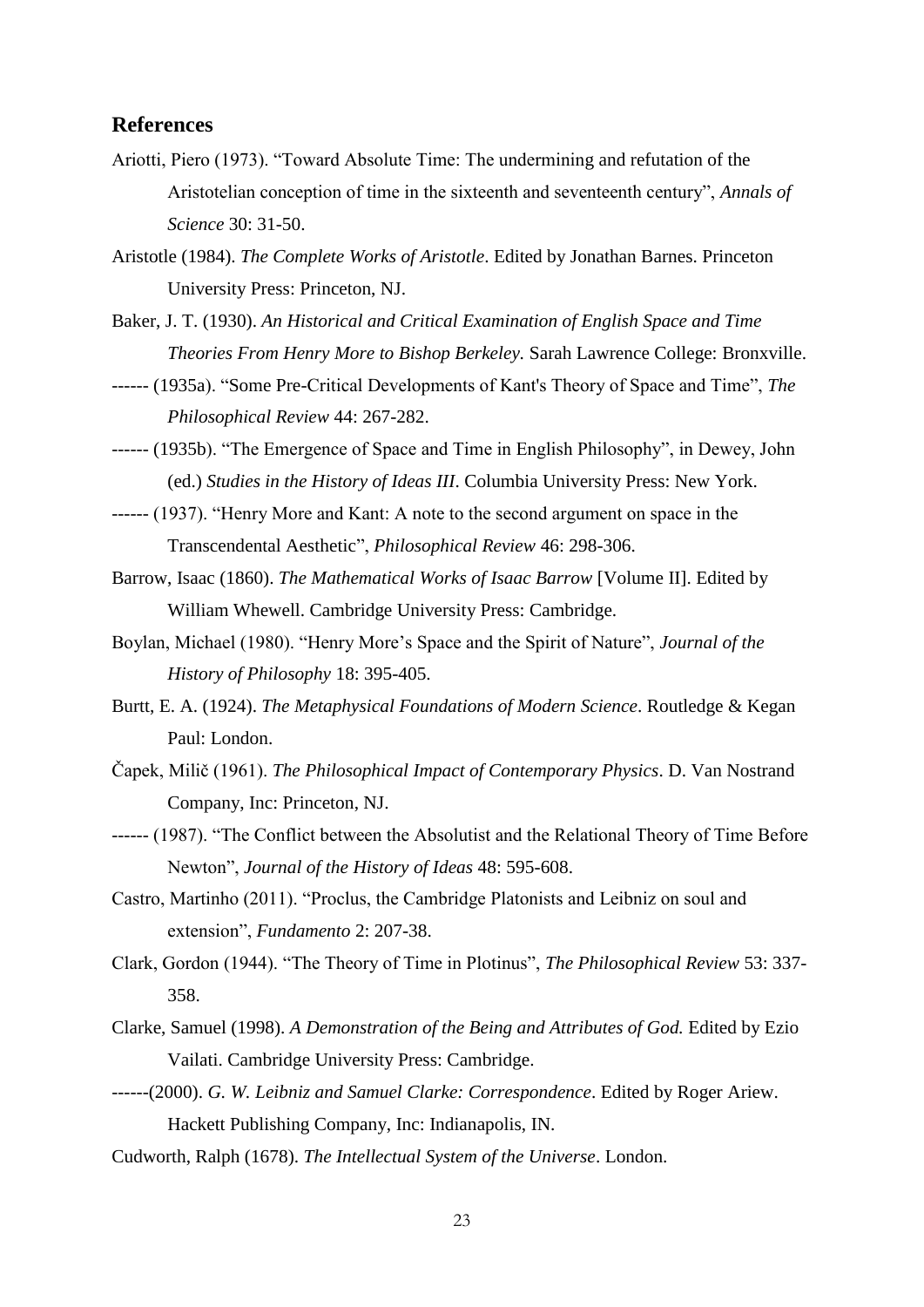## References

Ariotti, Piero (1973). "Toward Absolute Time: The undermining and refutation of the Aristotelian conception of time in the sixteenth and seventeenth century", *Annals of Science* 30: 31-50.

Aristotle (1984). *The Complete Works of Aristotle*. Edited by Jonathan Barnes. Princeton University Press: Princeton, NJ.

Baker, J. T. (1930). *An Historical and Critical Examination of English Space and Time Theories From Henry More to Bishop Berkeley.* Sarah Lawrence College: Bronxville.

------ (1935a). "Some Pre-Critical Developments of Kant's Theory of Space and Time", *The Philosophical Review* 44: 267-282.

------ (1935b). "The Emergence of Space and Time in English Philosophy", in Dewey, John (ed.) *Studies in the History of Ideas III*. Columbia University Press: New York.

------ (1937). "Henry More and Kant: A note to the second argument on space in the Transcendental Aesthetic", *Philosophical Review* 46: 298-306.

Barrow, Isaac (1860). *The Mathematical Works of Isaac Barrow* [Volume II]. Edited by William Whewell. Cambridge University Press: Cambridge.

Boylan, Michael (1980). "Henry More's Space and the Spirit of Nature", *Journal of the History of Philosophy* 18: 395-405.

Burtt, E. A. (1924). *The Metaphysical Foundations of Modern Science*. Routledge & Kegan Paul: London.

Čapek, Milič (1961). *The Philosophical Impact of Contemporary Physics*. D. Van Nostrand Company, Inc: Princeton, NJ.

------ (1987). "The Conflict between the Absolutist and the Relational Theory of Time Before Newton", *Journal of the History of Ideas* 48: 595-608.

Castro, Martinho (2011). "Proclus, the Cambridge Platonists and Leibniz on soul and extension", *Fundamento* 2: 207-38.

Clark, Gordon (1944). "The Theory of Time in Plotinus", *The Philosophical Review* 53: 337-358.

Clarke, Samuel (1998). *A Demonstration of the Being and Attributes of God.* Edited by Ezio Vailati. Cambridge University Press: Cambridge.

------(2000). *G. W. Leibniz and Samuel Clarke: Correspondence*. Edited by Roger Ariew. Hackett Publishing Company, Inc: Indianapolis, IN.

Cudworth, Ralph (1678). *The Intellectual System of the Universe*. London.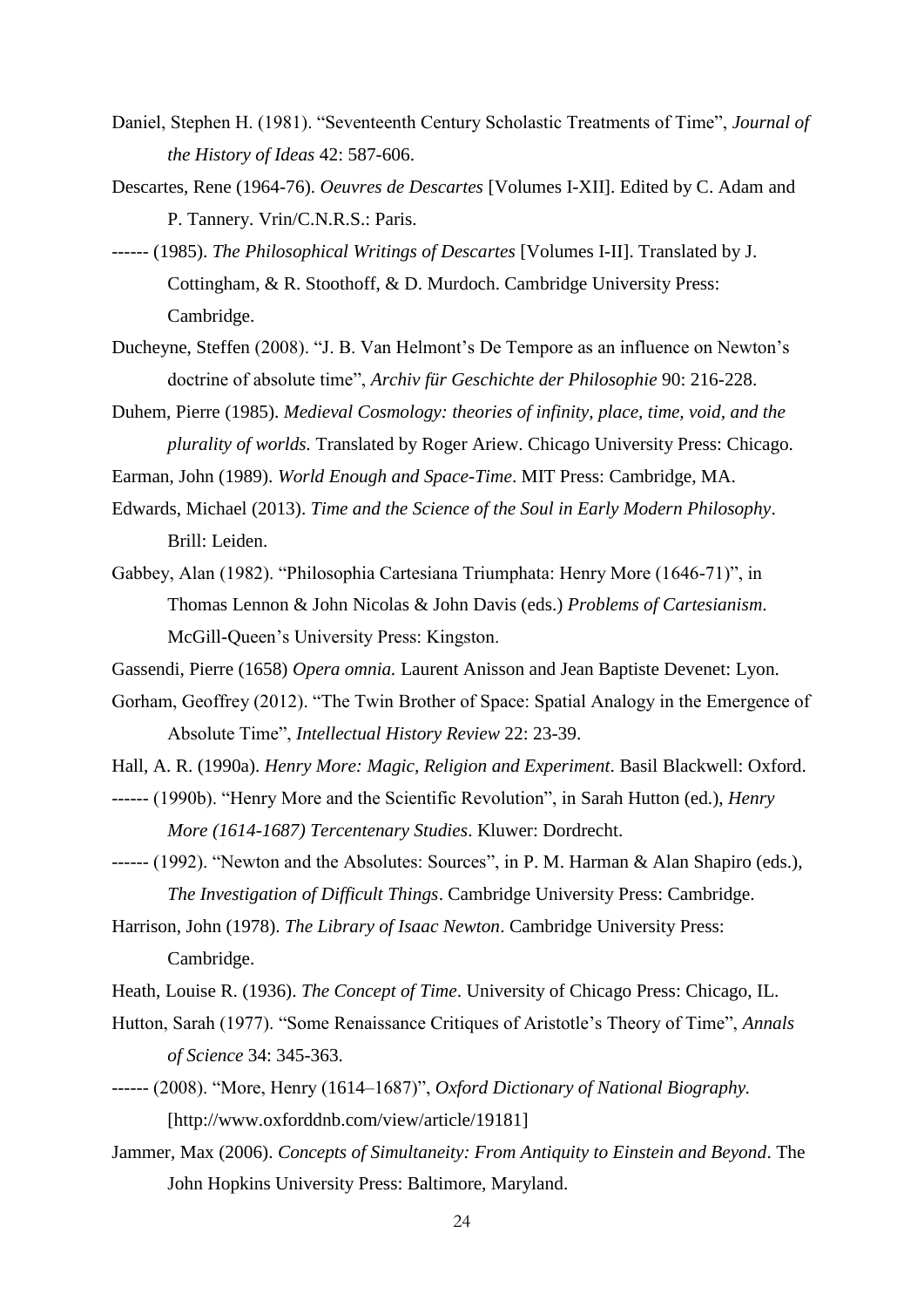Daniel, Stephen H. (1981). "Seventeenth Century Scholastic Treatments of Time", *Journal of the History of Ideas* 42: 587-606.

Descartes, Rene (1964-76). *Oeuvres de Descartes* [Volumes I-XII]. Edited by C. Adam and P. Tannery. Vrin/C.N.R.S.: Paris.

------ (1985). *The Philosophical Writings of Descartes* [Volumes I-II]. Translated by J. Cottingham, & R. Stoothoff, & D. Murdoch. Cambridge University Press: Cambridge.

Ducheyne, Steffen (2008). "J. B. Van Helmont's De Tempore as an influence on Newton's doctrine of absolute time", *Archiv für Geschichte der Philosophie* 90: 216-228.

Duhem, Pierre (1985). *Medieval Cosmology: theories of infinity, place, time, void, and the plurality of worlds.* Translated by Roger Ariew. Chicago University Press: Chicago.

Earman, John (1989). *World Enough and Space-Time*. MIT Press: Cambridge, MA.

Edwards, Michael (2013). *Time and the Science of the Soul in Early Modern Philosophy*. Brill: Leiden.

Gabbey, Alan (1982). "Philosophia Cartesiana Triumphata: Henry More (1646-71)", in Thomas Lennon & John Nicolas & John Davis (eds.) *Problems of Cartesianism*. McGill-Queen's University Press: Kingston.

Gassendi, Pierre (1658) *Opera omnia.* Laurent Anisson and Jean Baptiste Devenet: Lyon.

Gorham, Geoffrey (2012). "The Twin Brother of Space: Spatial Analogy in the Emergence of Absolute Time", *Intellectual History Review* 22: 23-39.

Hall, A. R. (1990a). *Henry More: Magic, Religion and Experiment*. Basil Blackwell: Oxford.

------ (1990b). "Henry More and the Scientific Revolution", in Sarah Hutton (ed.), *Henry More (1614-1687) Tercentenary Studies*. Kluwer: Dordrecht.

------ (1992). "Newton and the Absolutes: Sources", in P. M. Harman & Alan Shapiro (eds.), *The Investigation of Difficult Things*. Cambridge University Press: Cambridge.

Harrison, John (1978). *The Library of Isaac Newton*. Cambridge University Press: Cambridge.

Heath, Louise R. (1936). *The Concept of Time*. University of Chicago Press: Chicago, IL.

Hutton, Sarah (1977). "Some Renaissance Critiques of Aristotle's Theory of Time", *Annals of Science* 34: 345-363.

------ (2008). "More, Henry (1614–1687)", *Oxford Dictionary of National Biography.* [http://www.oxforddnb.com/view/article/19181]

Jammer, Max (2006). *Concepts of Simultaneity: From Antiquity to Einstein and Beyond*. The John Hopkins University Press: Baltimore, Maryland.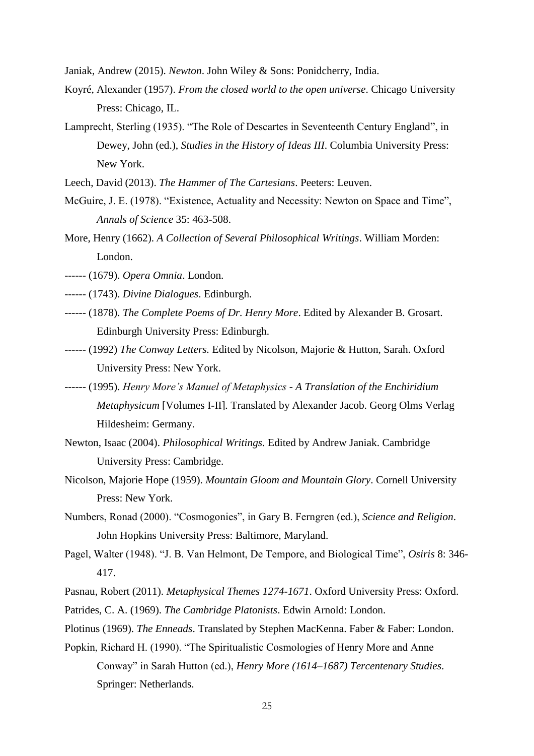Janiak, Andrew (2015). *Newton*. John Wiley & Sons: Ponidcherry, India.

Koyré, Alexander (1957). *From the closed world to the open universe*. Chicago University Press: Chicago, IL.

Lamprecht, Sterling (1935). "The Role of Descartes in Seventeenth Century England", in Dewey, John (ed.), *Studies in the History of Ideas III*. Columbia University Press: New York.

Leech, David (2013). *The Hammer of The Cartesians*. Peeters: Leuven.

McGuire, J. E. (1978). "Existence, Actuality and Necessity: Newton on Space and Time", *Annals of Science* 35: 463-508.

More, Henry (1662). *A Collection of Several Philosophical Writings*. William Morden: London.

------ (1679). *Opera Omnia*. London.

------ (1743). *Divine Dialogues*. Edinburgh.

------ (1878). *The Complete Poems of Dr. Henry More*. Edited by Alexander B. Grosart. Edinburgh University Press: Edinburgh.

------ (1992) *The Conway Letters.* Edited by Nicolson, Majorie & Hutton, Sarah. Oxford University Press: New York.

------ (1995). *Henry More's Manuel of Metaphysics - A Translation of the Enchiridium Metaphysicum* [Volumes I-II]. Translated by Alexander Jacob. Georg Olms Verlag Hildesheim: Germany.

Newton, Isaac (2004). *Philosophical Writings.* Edited by Andrew Janiak. Cambridge University Press: Cambridge.

Nicolson, Majorie Hope (1959). *Mountain Gloom and Mountain Glory*. Cornell University Press: New York.

Numbers, Ronad (2000). "Cosmogonies", in Gary B. Ferngren (ed.), *Science and Religion*. John Hopkins University Press: Baltimore, Maryland.

Pagel, Walter (1948). "J. B. Van Helmont, De Tempore, and Biological Time", *Osiris* 8: 346-417.

Pasnau, Robert (2011). *Metaphysical Themes 1274-1671*. Oxford University Press: Oxford.

Patrides, C. A. (1969). *The Cambridge Platonists*. Edwin Arnold: London.

Plotinus (1969). *The Enneads*. Translated by Stephen MacKenna. Faber & Faber: London.

Popkin, Richard H. (1990). "The Spiritualistic Cosmologies of Henry More and Anne Conway" in Sarah Hutton (ed.), *Henry More (1614–1687) Tercentenary Studies*. Springer: Netherlands.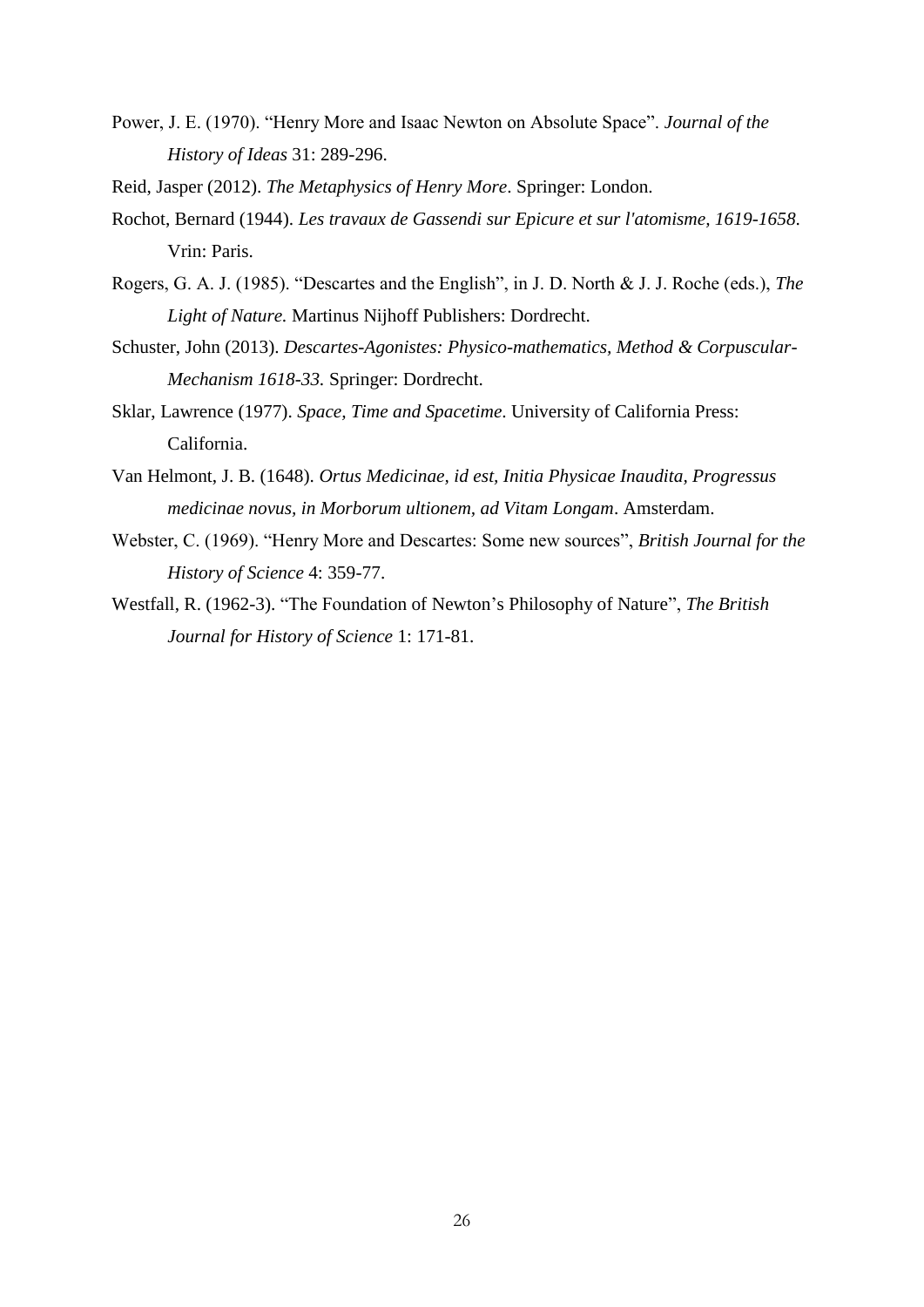Power, J. E. (1970). "Henry More and Isaac Newton on Absolute Space". *Journal of the History of Ideas* 31: 289-296.

Reid, Jasper (2012). *The Metaphysics of Henry More*. Springer: London.

Rochot, Bernard (1944). *Les travaux de Gassendi sur Epicure et sur l'atomisme, 1619-1658*. Vrin: Paris.

Rogers, G. A. J. (1985). "Descartes and the English", in J. D. North & J. J. Roche (eds.), *The Light of Nature.* Martinus Nijhoff Publishers: Dordrecht.

Schuster, John (2013). *Descartes-Agonistes: Physico-mathematics, Method & Corpuscular-Mechanism 1618-33.* Springer: Dordrecht.

Sklar, Lawrence (1977). *Space, Time and Spacetime*. University of California Press: California.

Van Helmont, J. B. (1648). *Ortus Medicinae, id est, Initia Physicae Inaudita, Progressus medicinae novus, in Morborum ultionem, ad Vitam Longam*. Amsterdam.

Webster, C. (1969). "Henry More and Descartes: Some new sources", *British Journal for the History of Science* 4: 359-77.

Westfall, R. (1962-3). "The Foundation of Newton's Philosophy of Nature", *The British Journal for History of Science* 1: 171-81.